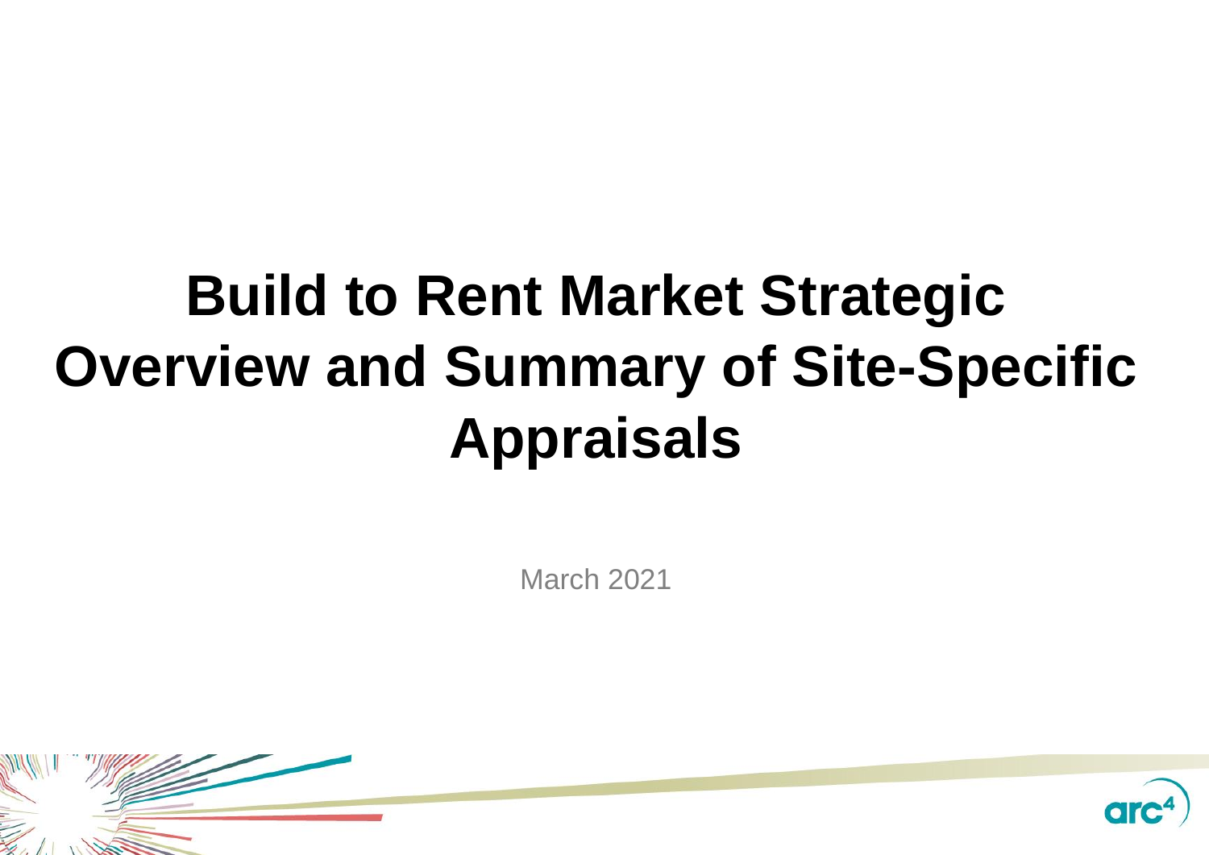# Build to Rent Market Strategic Overview and Summary of Site-Specific Appraisals

March 2021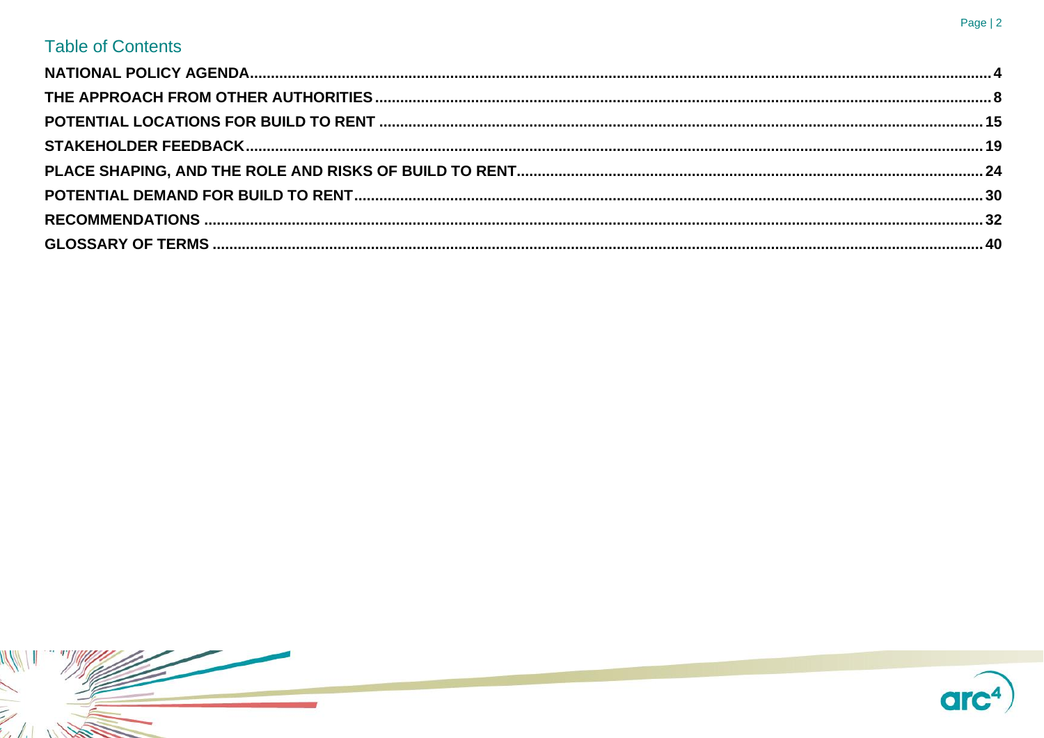## Table of Contents

| | |
|---|---|
| **NATIONAL POLICY AGENDA** | **4** |
| **THE APPROACH FROM OTHER AUTHORITIES** | **8** |
| **POTENTIAL LOCATIONS FOR BUILD TO RENT** | **15** |
| **STAKEHOLDER FEEDBACK** | **19** |
| **PLACE SHAPING, AND THE ROLE AND RISKS OF BUILD TO RENT** | **24** |
| **POTENTIAL DEMAND FOR BUILD TO RENT** | **30** |
| **RECOMMENDATIONS** | **32** |
| **GLOSSARY OF TERMS** | **40** |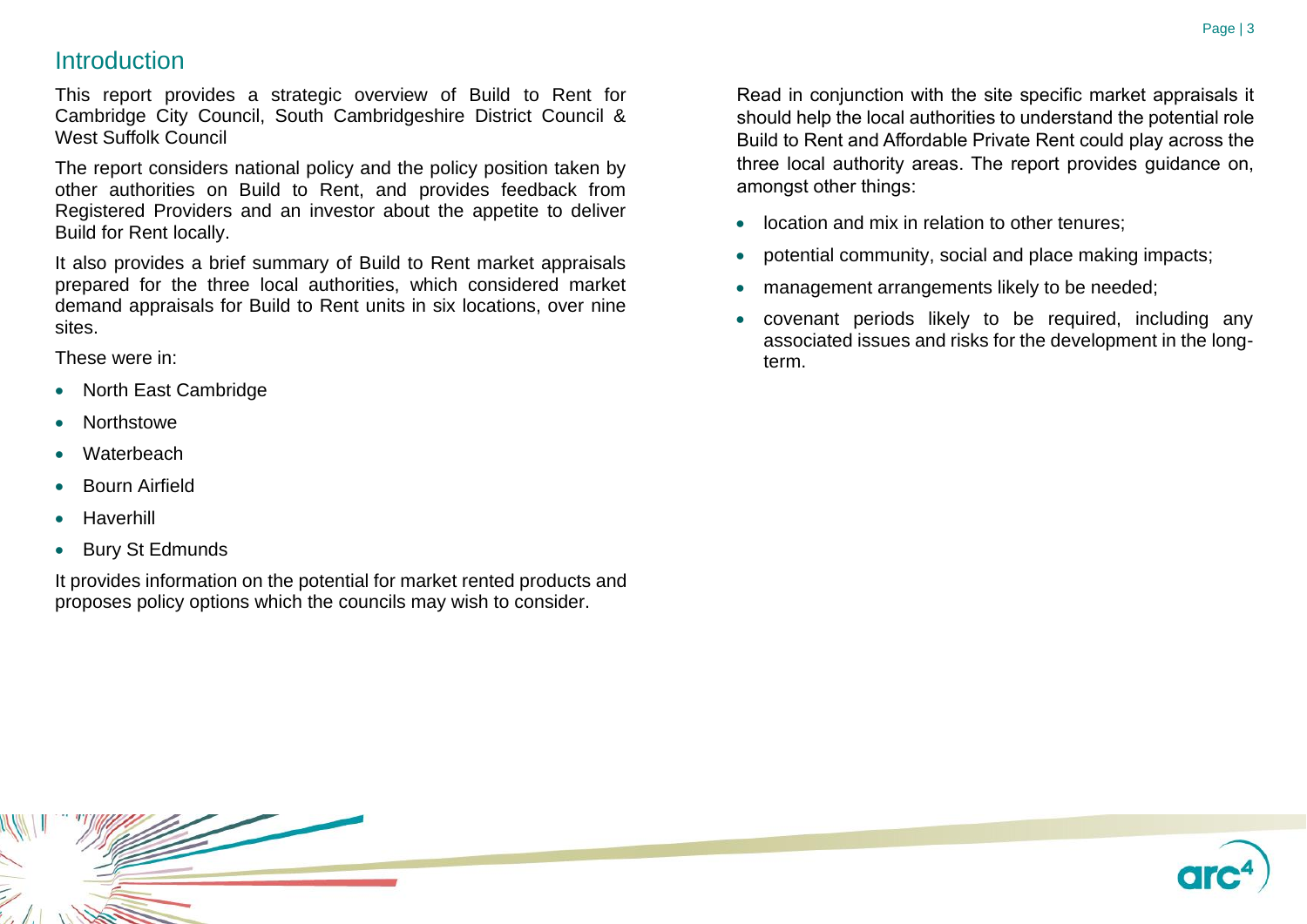## Introduction

This report provides a strategic overview of Build to Rent for Cambridge City Council, South Cambridgeshire District Council & West Suffolk Council

The report considers national policy and the policy position taken by other authorities on Build to Rent, and provides feedback from Registered Providers and an investor about the appetite to deliver Build for Rent locally.

It also provides a brief summary of Build to Rent market appraisals prepared for the three local authorities, which considered market demand appraisals for Build to Rent units in six locations, over nine sites.

These were in:

- North East Cambridge
- Northstowe
- Waterbeach
- Bourn Airfield
- Haverhill
- Bury St Edmunds

It provides information on the potential for market rented products and proposes policy options which the councils may wish to consider.

Read in conjunction with the site specific market appraisals it should help the local authorities to understand the potential role Build to Rent and Affordable Private Rent could play across the three local authority areas. The report provides guidance on, amongst other things:

- location and mix in relation to other tenures;
- potential community, social and place making impacts;
- management arrangements likely to be needed;
- covenant periods likely to be required, including any associated issues and risks for the development in the long-term.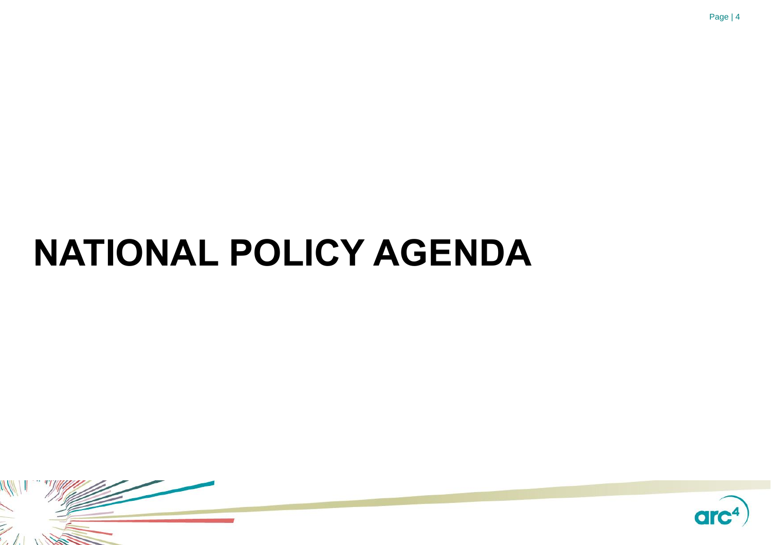# NATIONAL POLICY AGENDA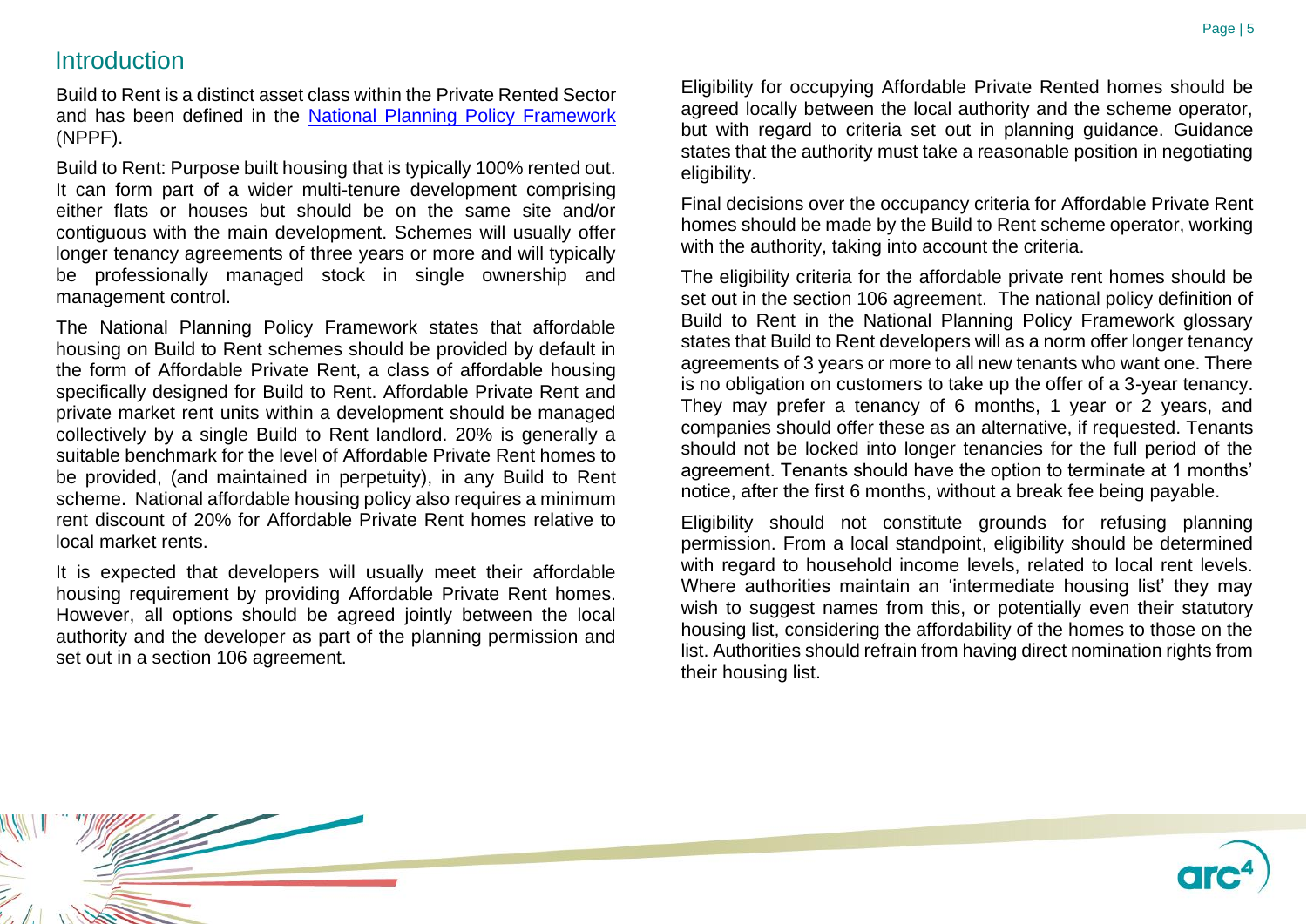## Introduction

Build to Rent is a distinct asset class within the Private Rented Sector and has been defined in the [National Planning Policy Framework](National Planning Policy Framework) (NPPF).

Build to Rent: Purpose built housing that is typically 100% rented out. It can form part of a wider multi-tenure development comprising either flats or houses but should be on the same site and/or contiguous with the main development. Schemes will usually offer longer tenancy agreements of three years or more and will typically be professionally managed stock in single ownership and management control.

The National Planning Policy Framework states that affordable housing on Build to Rent schemes should be provided by default in the form of Affordable Private Rent, a class of affordable housing specifically designed for Build to Rent. Affordable Private Rent and private market rent units within a development should be managed collectively by a single Build to Rent landlord. 20% is generally a suitable benchmark for the level of Affordable Private Rent homes to be provided, (and maintained in perpetuity), in any Build to Rent scheme. National affordable housing policy also requires a minimum rent discount of 20% for Affordable Private Rent homes relative to local market rents.

It is expected that developers will usually meet their affordable housing requirement by providing Affordable Private Rent homes. However, all options should be agreed jointly between the local authority and the developer as part of the planning permission and set out in a section 106 agreement.

Eligibility for occupying Affordable Private Rented homes should be agreed locally between the local authority and the scheme operator, but with regard to criteria set out in planning guidance. Guidance states that the authority must take a reasonable position in negotiating eligibility.

Final decisions over the occupancy criteria for Affordable Private Rent homes should be made by the Build to Rent scheme operator, working with the authority, taking into account the criteria.

The eligibility criteria for the affordable private rent homes should be set out in the section 106 agreement. The national policy definition of Build to Rent in the National Planning Policy Framework glossary states that Build to Rent developers will as a norm offer longer tenancy agreements of 3 years or more to all new tenants who want one. There is no obligation on customers to take up the offer of a 3-year tenancy. They may prefer a tenancy of 6 months, 1 year or 2 years, and companies should offer these as an alternative, if requested. Tenants should not be locked into longer tenancies for the full period of the agreement. Tenants should have the option to terminate at 1 months' notice, after the first 6 months, without a break fee being payable.

Eligibility should not constitute grounds for refusing planning permission. From a local standpoint, eligibility should be determined with regard to household income levels, related to local rent levels. Where authorities maintain an 'intermediate housing list' they may wish to suggest names from this, or potentially even their statutory housing list, considering the affordability of the homes to those on the list. Authorities should refrain from having direct nomination rights from their housing list.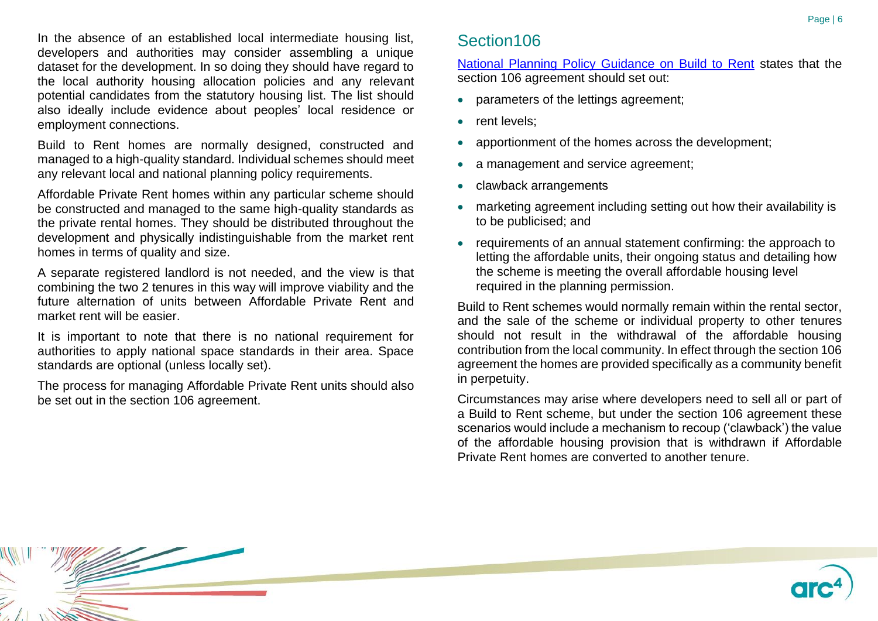In the absence of an established local intermediate housing list, developers and authorities may consider assembling a unique dataset for the development. In so doing they should have regard to the local authority housing allocation policies and any relevant potential candidates from the statutory housing list. The list should also ideally include evidence about peoples' local residence or employment connections.

Build to Rent homes are normally designed, constructed and managed to a high-quality standard. Individual schemes should meet any relevant local and national planning policy requirements.

Affordable Private Rent homes within any particular scheme should be constructed and managed to the same high-quality standards as the private rental homes. They should be distributed throughout the development and physically indistinguishable from the market rent homes in terms of quality and size.

A separate registered landlord is not needed, and the view is that combining the two 2 tenures in this way will improve viability and the future alternation of units between Affordable Private Rent and market rent will be easier.

It is important to note that there is no national requirement for authorities to apply national space standards in their area. Space standards are optional (unless locally set).

The process for managing Affordable Private Rent units should also be set out in the section 106 agreement.

## Section106

National Planning Policy Guidance on Build to Rent states that the section 106 agreement should set out:

- parameters of the lettings agreement;
- rent levels;
- apportionment of the homes across the development;
- a management and service agreement;
- clawback arrangements
- marketing agreement including setting out how their availability is to be publicised; and
- requirements of an annual statement confirming: the approach to letting the affordable units, their ongoing status and detailing how the scheme is meeting the overall affordable housing level required in the planning permission.

Build to Rent schemes would normally remain within the rental sector, and the sale of the scheme or individual property to other tenures should not result in the withdrawal of the affordable housing contribution from the local community. In effect through the section 106 agreement the homes are provided specifically as a community benefit in perpetuity.

Circumstances may arise where developers need to sell all or part of a Build to Rent scheme, but under the section 106 agreement these scenarios would include a mechanism to recoup ('clawback') the value of the affordable housing provision that is withdrawn if Affordable Private Rent homes are converted to another tenure.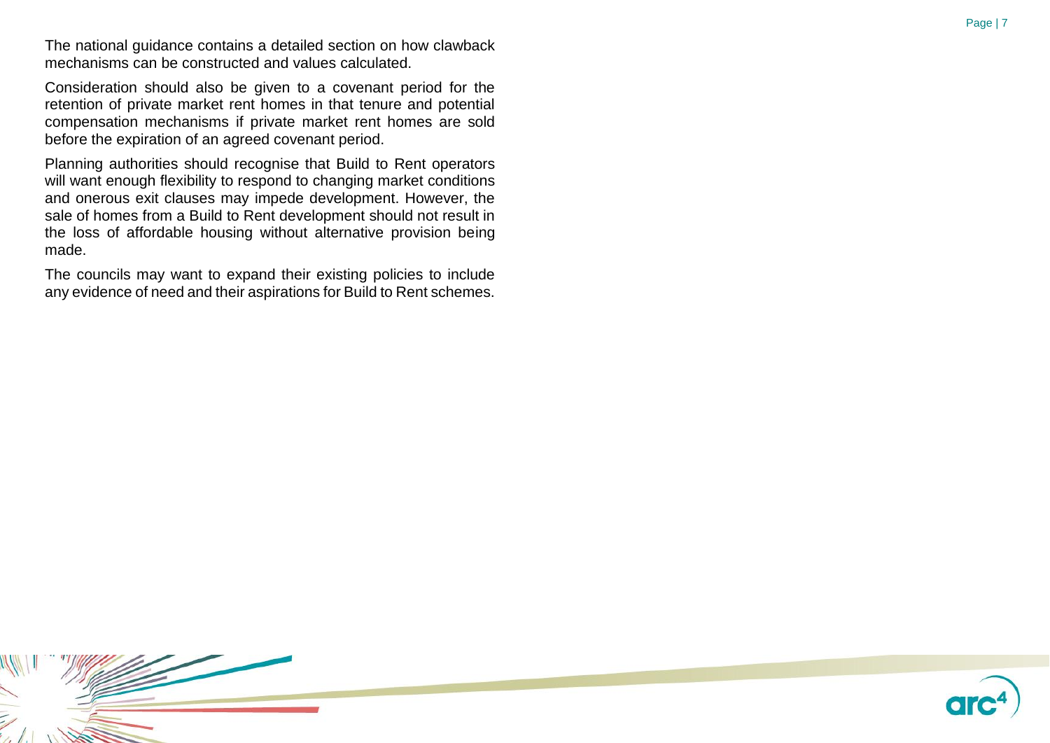The national guidance contains a detailed section on how clawback mechanisms can be constructed and values calculated.

Consideration should also be given to a covenant period for the retention of private market rent homes in that tenure and potential compensation mechanisms if private market rent homes are sold before the expiration of an agreed covenant period.

Planning authorities should recognise that Build to Rent operators will want enough flexibility to respond to changing market conditions and onerous exit clauses may impede development. However, the sale of homes from a Build to Rent development should not result in the loss of affordable housing without alternative provision being made.

The councils may want to expand their existing policies to include any evidence of need and their aspirations for Build to Rent schemes.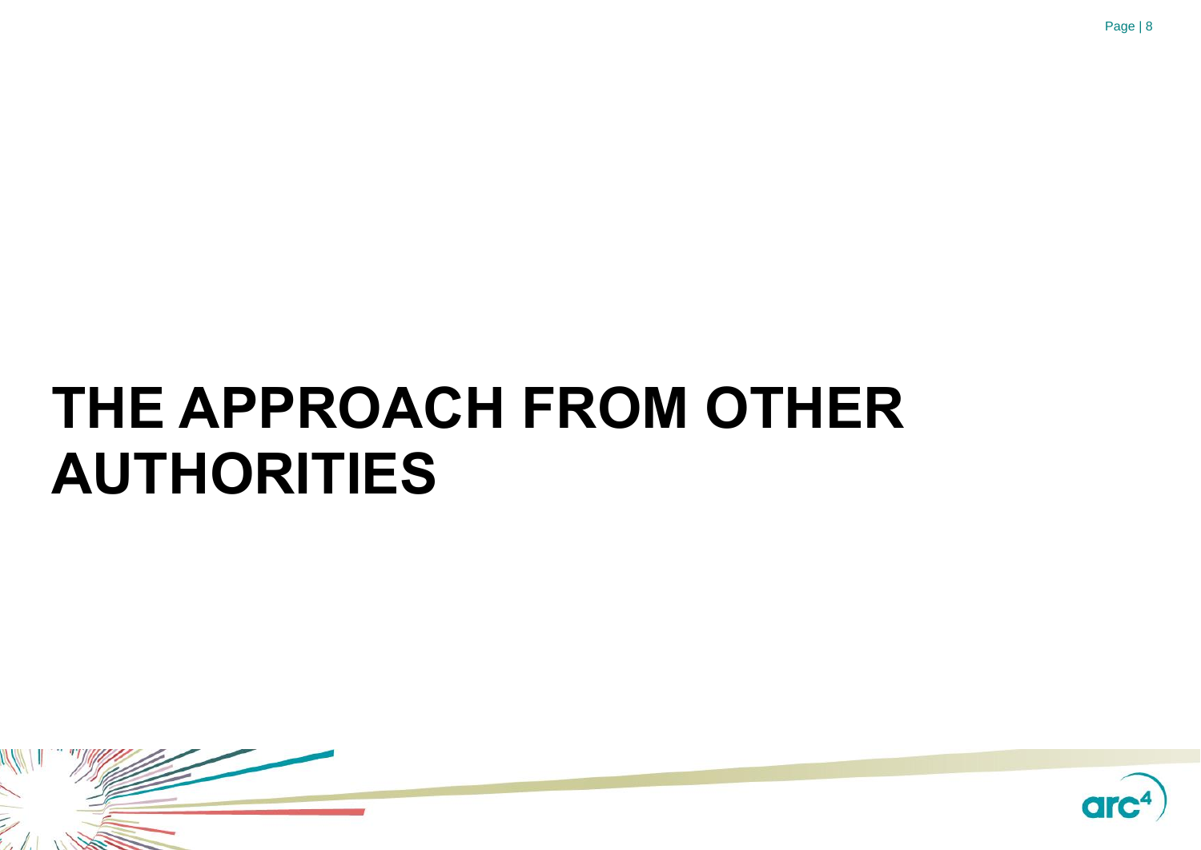# THE APPROACH FROM OTHER AUTHORITIES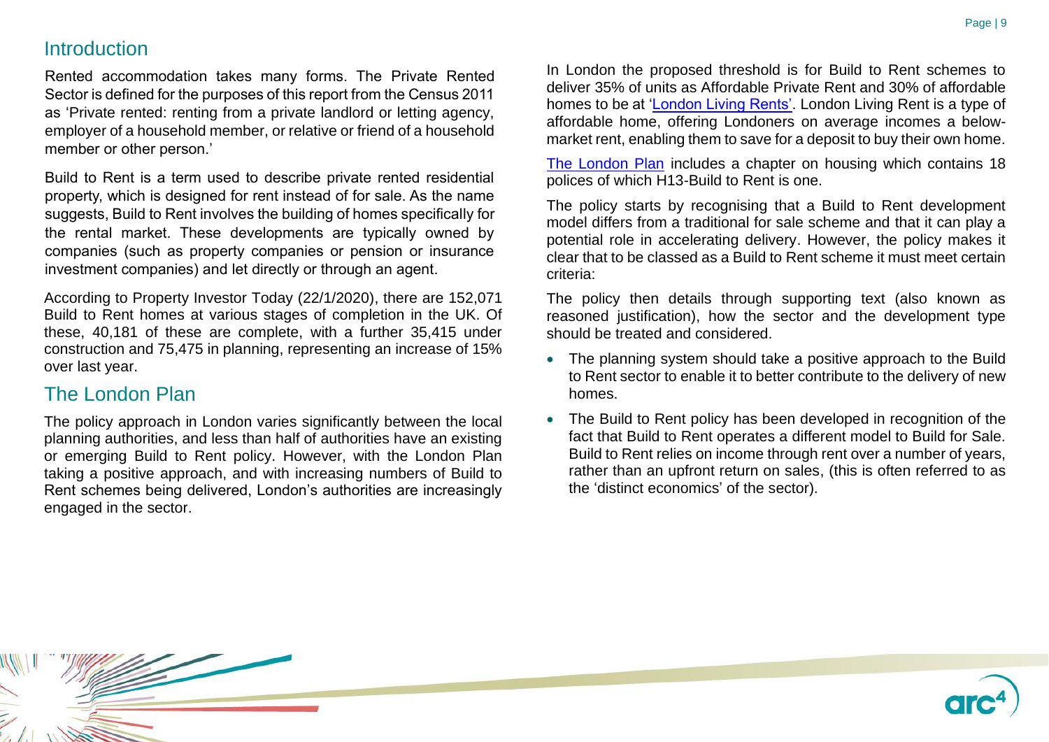## Introduction

Rented accommodation takes many forms. The Private Rented Sector is defined for the purposes of this report from the Census 2011 as 'Private rented: renting from a private landlord or letting agency, employer of a household member, or relative or friend of a household member or other person.'

Build to Rent is a term used to describe private rented residential property, which is designed for rent instead of for sale. As the name suggests, Build to Rent involves the building of homes specifically for the rental market. These developments are typically owned by companies (such as property companies or pension or insurance investment companies) and let directly or through an agent.

According to Property Investor Today (22/1/2020), there are 152,071 Build to Rent homes at various stages of completion in the UK. Of these, 40,181 of these are complete, with a further 35,415 under construction and 75,475 in planning, representing an increase of 15% over last year.

## The London Plan

The policy approach in London varies significantly between the local planning authorities, and less than half of authorities have an existing or emerging Build to Rent policy. However, with the London Plan taking a positive approach, and with increasing numbers of Build to Rent schemes being delivered, London's authorities are increasingly engaged in the sector.

In London the proposed threshold is for Build to Rent schemes to deliver 35% of units as Affordable Private Rent and 30% of affordable homes to be at 'London Living Rents'. London Living Rent is a type of affordable home, offering Londoners on average incomes a below-market rent, enabling them to save for a deposit to buy their own home.

The London Plan includes a chapter on housing which contains 18 polices of which H13-Build to Rent is one.

The policy starts by recognising that a Build to Rent development model differs from a traditional for sale scheme and that it can play a potential role in accelerating delivery. However, the policy makes it clear that to be classed as a Build to Rent scheme it must meet certain criteria:

The policy then details through supporting text (also known as reasoned justification), how the sector and the development type should be treated and considered.

- The planning system should take a positive approach to the Build to Rent sector to enable it to better contribute to the delivery of new homes.
- The Build to Rent policy has been developed in recognition of the fact that Build to Rent operates a different model to Build for Sale. Build to Rent relies on income through rent over a number of years, rather than an upfront return on sales, (this is often referred to as the 'distinct economics' of the sector).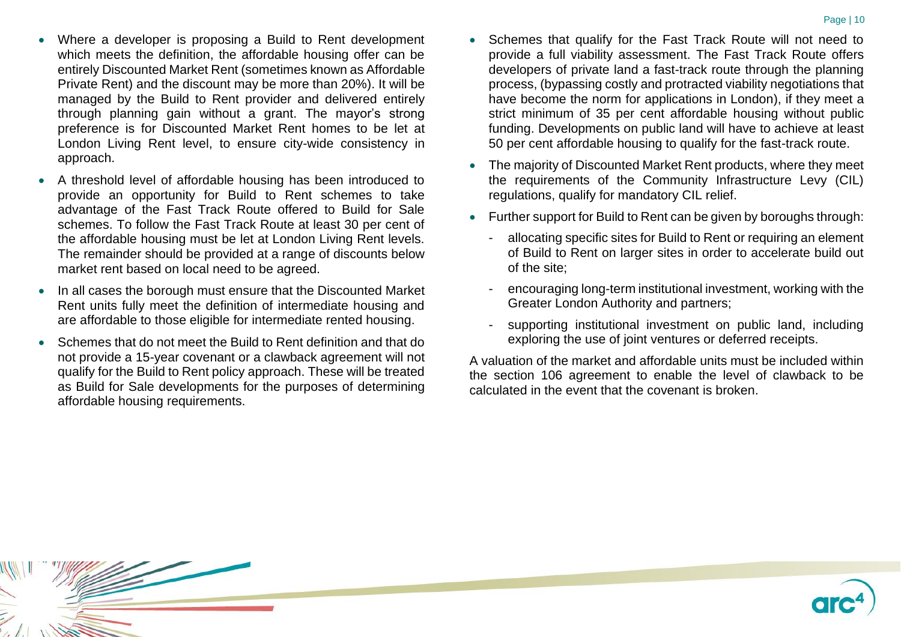- Where a developer is proposing a Build to Rent development which meets the definition, the affordable housing offer can be entirely Discounted Market Rent (sometimes known as Affordable Private Rent) and the discount may be more than 20%). It will be managed by the Build to Rent provider and delivered entirely through planning gain without a grant. The mayor's strong preference is for Discounted Market Rent homes to be let at London Living Rent level, to ensure city-wide consistency in approach.
- A threshold level of affordable housing has been introduced to provide an opportunity for Build to Rent schemes to take advantage of the Fast Track Route offered to Build for Sale schemes. To follow the Fast Track Route at least 30 per cent of the affordable housing must be let at London Living Rent levels. The remainder should be provided at a range of discounts below market rent based on local need to be agreed.
- In all cases the borough must ensure that the Discounted Market Rent units fully meet the definition of intermediate housing and are affordable to those eligible for intermediate rented housing.
- Schemes that do not meet the Build to Rent definition and that do not provide a 15-year covenant or a clawback agreement will not qualify for the Build to Rent policy approach. These will be treated as Build for Sale developments for the purposes of determining affordable housing requirements.
- Schemes that qualify for the Fast Track Route will not need to provide a full viability assessment. The Fast Track Route offers developers of private land a fast-track route through the planning process, (bypassing costly and protracted viability negotiations that have become the norm for applications in London), if they meet a strict minimum of 35 per cent affordable housing without public funding. Developments on public land will have to achieve at least 50 per cent affordable housing to qualify for the fast-track route.
- The majority of Discounted Market Rent products, where they meet the requirements of the Community Infrastructure Levy (CIL) regulations, qualify for mandatory CIL relief.
- Further support for Build to Rent can be given by boroughs through:
  - allocating specific sites for Build to Rent or requiring an element of Build to Rent on larger sites in order to accelerate build out of the site;
  - encouraging long-term institutional investment, working with the Greater London Authority and partners;
  - supporting institutional investment on public land, including exploring the use of joint ventures or deferred receipts.

A valuation of the market and affordable units must be included within the section 106 agreement to enable the level of clawback to be calculated in the event that the covenant is broken.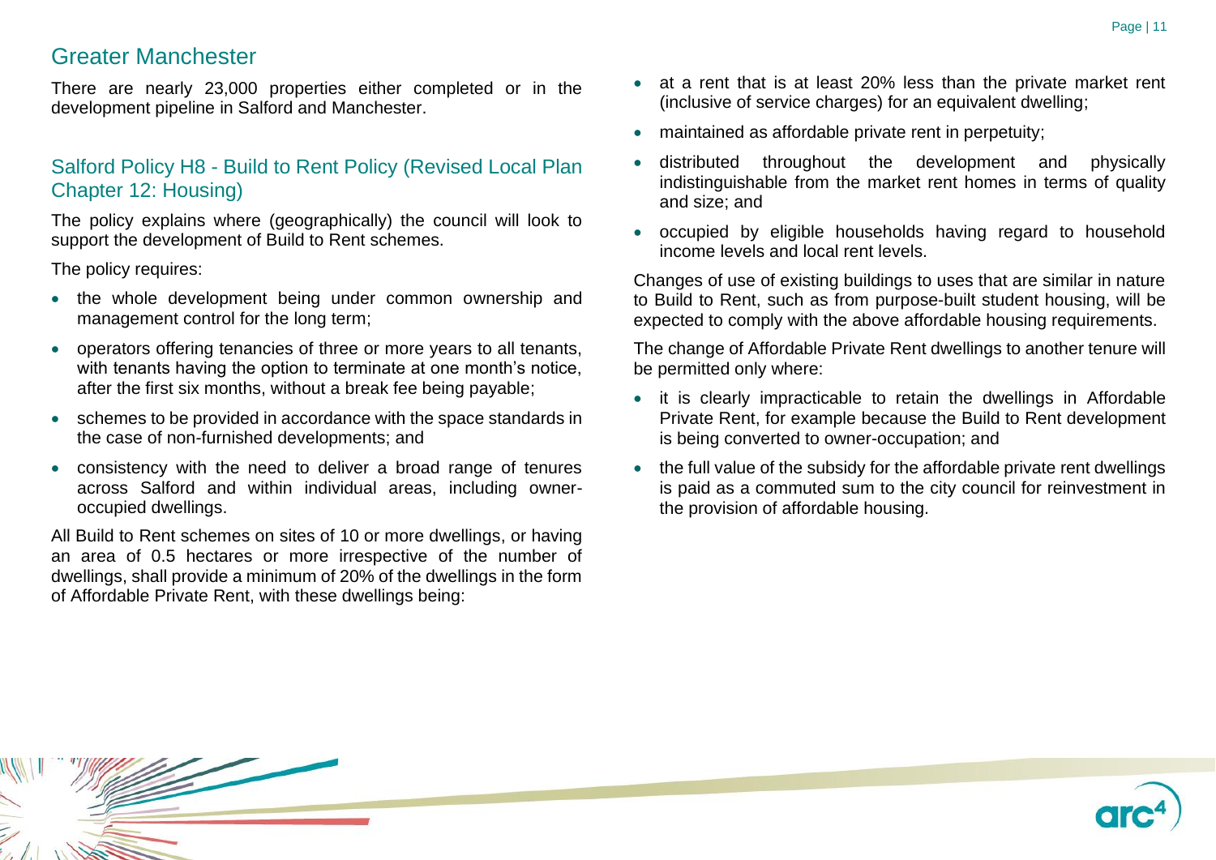## Greater Manchester

There are nearly 23,000 properties either completed or in the development pipeline in Salford and Manchester.

### Salford Policy H8 - Build to Rent Policy (Revised Local Plan Chapter 12: Housing)

The policy explains where (geographically) the council will look to support the development of Build to Rent schemes.

The policy requires:

- the whole development being under common ownership and management control for the long term;
- operators offering tenancies of three or more years to all tenants, with tenants having the option to terminate at one month's notice, after the first six months, without a break fee being payable;
- schemes to be provided in accordance with the space standards in the case of non-furnished developments; and
- consistency with the need to deliver a broad range of tenures across Salford and within individual areas, including owner-occupied dwellings.

All Build to Rent schemes on sites of 10 or more dwellings, or having an area of 0.5 hectares or more irrespective of the number of dwellings, shall provide a minimum of 20% of the dwellings in the form of Affordable Private Rent, with these dwellings being:

- at a rent that is at least 20% less than the private market rent (inclusive of service charges) for an equivalent dwelling;
- maintained as affordable private rent in perpetuity;
- distributed throughout the development and physically indistinguishable from the market rent homes in terms of quality and size; and
- occupied by eligible households having regard to household income levels and local rent levels.

Changes of use of existing buildings to uses that are similar in nature to Build to Rent, such as from purpose-built student housing, will be expected to comply with the above affordable housing requirements.

The change of Affordable Private Rent dwellings to another tenure will be permitted only where:

- it is clearly impracticable to retain the dwellings in Affordable Private Rent, for example because the Build to Rent development is being converted to owner-occupation; and
- the full value of the subsidy for the affordable private rent dwellings is paid as a commuted sum to the city council for reinvestment in the provision of affordable housing.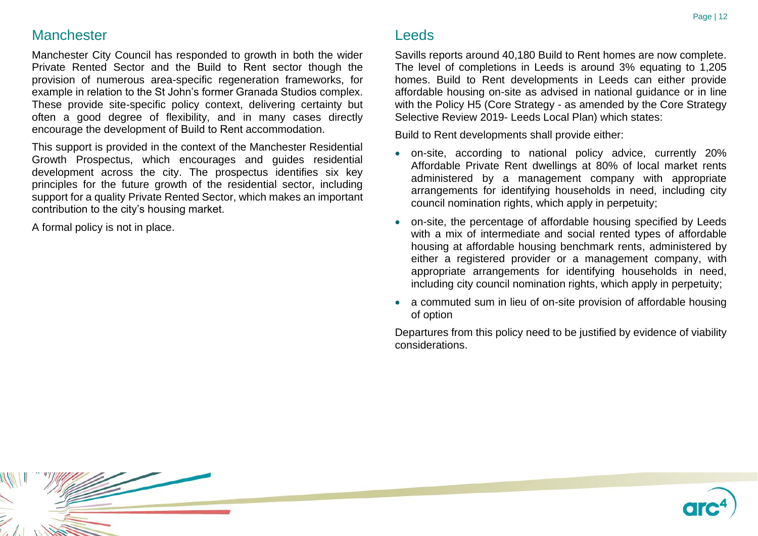## Manchester

Manchester City Council has responded to growth in both the wider Private Rented Sector and the Build to Rent sector though the provision of numerous area-specific regeneration frameworks, for example in relation to the St John's former Granada Studios complex. These provide site-specific policy context, delivering certainty but often a good degree of flexibility, and in many cases directly encourage the development of Build to Rent accommodation.

This support is provided in the context of the Manchester Residential Growth Prospectus, which encourages and guides residential development across the city. The prospectus identifies six key principles for the future growth of the residential sector, including support for a quality Private Rented Sector, which makes an important contribution to the city's housing market.

A formal policy is not in place.

## Leeds

Savills reports around 40,180 Build to Rent homes are now complete. The level of completions in Leeds is around 3% equating to 1,205 homes. Build to Rent developments in Leeds can either provide affordable housing on-site as advised in national guidance or in line with the Policy H5 (Core Strategy - as amended by the Core Strategy Selective Review 2019- Leeds Local Plan) which states:

Build to Rent developments shall provide either:

- on-site, according to national policy advice, currently 20% Affordable Private Rent dwellings at 80% of local market rents administered by a management company with appropriate arrangements for identifying households in need, including city council nomination rights, which apply in perpetuity;
- on-site, the percentage of affordable housing specified by Leeds with a mix of intermediate and social rented types of affordable housing at affordable housing benchmark rents, administered by either a registered provider or a management company, with appropriate arrangements for identifying households in need, including city council nomination rights, which apply in perpetuity;
- a commuted sum in lieu of on-site provision of affordable housing of option

Departures from this policy need to be justified by evidence of viability considerations.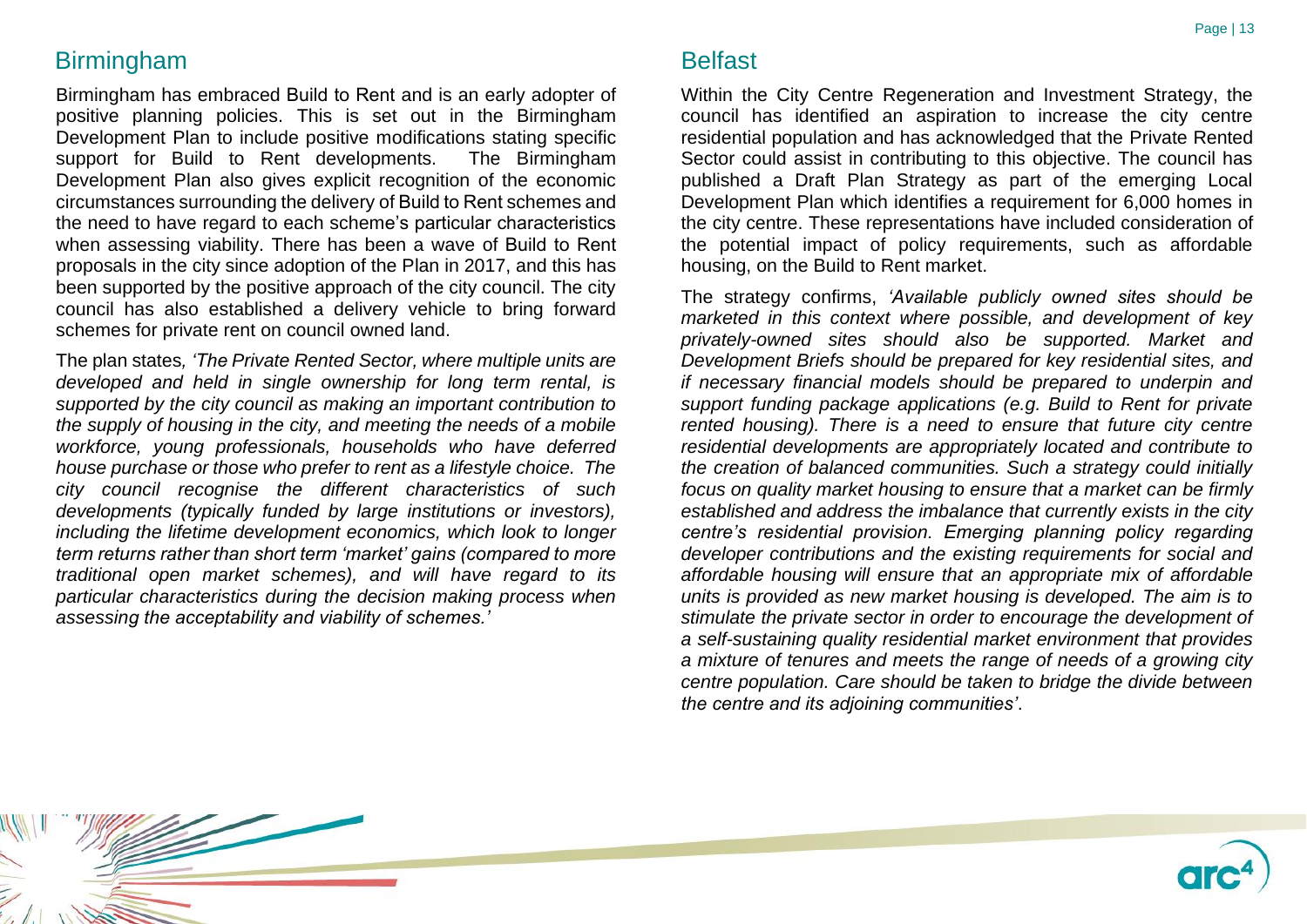## Birmingham

Birmingham has embraced Build to Rent and is an early adopter of positive planning policies. This is set out in the Birmingham Development Plan to include positive modifications stating specific support for Build to Rent developments. The Birmingham Development Plan also gives explicit recognition of the economic circumstances surrounding the delivery of Build to Rent schemes and the need to have regard to each scheme's particular characteristics when assessing viability. There has been a wave of Build to Rent proposals in the city since adoption of the Plan in 2017, and this has been supported by the positive approach of the city council. The city council has also established a delivery vehicle to bring forward schemes for private rent on council owned land.

The plan states*, 'The Private Rented Sector, where multiple units are developed and held in single ownership for long term rental, is supported by the city council as making an important contribution to the supply of housing in the city, and meeting the needs of a mobile workforce, young professionals, households who have deferred house purchase or those who prefer to rent as a lifestyle choice. The city council recognise the different characteristics of such developments (typically funded by large institutions or investors), including the lifetime development economics, which look to longer term returns rather than short term 'market' gains (compared to more traditional open market schemes), and will have regard to its particular characteristics during the decision making process when assessing the acceptability and viability of schemes.'*

## Belfast

Within the City Centre Regeneration and Investment Strategy, the council has identified an aspiration to increase the city centre residential population and has acknowledged that the Private Rented Sector could assist in contributing to this objective. The council has published a Draft Plan Strategy as part of the emerging Local Development Plan which identifies a requirement for 6,000 homes in the city centre. These representations have included consideration of the potential impact of policy requirements, such as affordable housing, on the Build to Rent market.

The strategy confirms, *'Available publicly owned sites should be marketed in this context where possible, and development of key privately-owned sites should also be supported. Market and Development Briefs should be prepared for key residential sites, and if necessary financial models should be prepared to underpin and support funding package applications (e.g. Build to Rent for private rented housing). There is a need to ensure that future city centre residential developments are appropriately located and contribute to the creation of balanced communities. Such a strategy could initially focus on quality market housing to ensure that a market can be firmly established and address the imbalance that currently exists in the city centre's residential provision. Emerging planning policy regarding developer contributions and the existing requirements for social and affordable housing will ensure that an appropriate mix of affordable units is provided as new market housing is developed. The aim is to stimulate the private sector in order to encourage the development of a self-sustaining quality residential market environment that provides a mixture of tenures and meets the range of needs of a growing city centre population. Care should be taken to bridge the divide between the centre and its adjoining communities'*.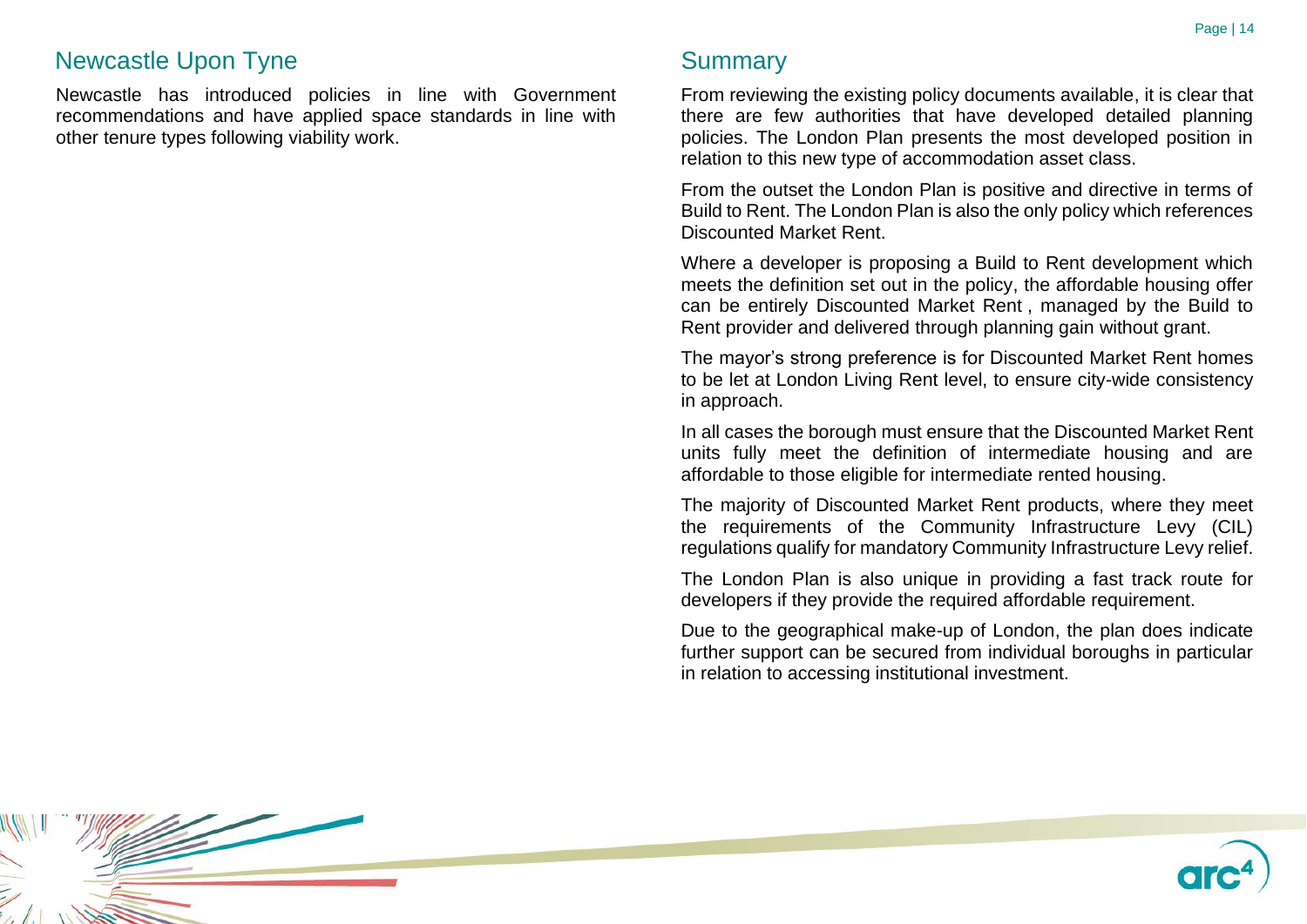## Newcastle Upon Tyne

Newcastle has introduced policies in line with Government recommendations and have applied space standards in line with other tenure types following viability work.

## Summary

From reviewing the existing policy documents available, it is clear that there are few authorities that have developed detailed planning policies. The London Plan presents the most developed position in relation to this new type of accommodation asset class.

From the outset the London Plan is positive and directive in terms of Build to Rent. The London Plan is also the only policy which references Discounted Market Rent.

Where a developer is proposing a Build to Rent development which meets the definition set out in the policy, the affordable housing offer can be entirely Discounted Market Rent , managed by the Build to Rent provider and delivered through planning gain without grant.

The mayor's strong preference is for Discounted Market Rent homes to be let at London Living Rent level, to ensure city-wide consistency in approach.

In all cases the borough must ensure that the Discounted Market Rent units fully meet the definition of intermediate housing and are affordable to those eligible for intermediate rented housing.

The majority of Discounted Market Rent products, where they meet the requirements of the Community Infrastructure Levy (CIL) regulations qualify for mandatory Community Infrastructure Levy relief.

The London Plan is also unique in providing a fast track route for developers if they provide the required affordable requirement.

Due to the geographical make-up of London, the plan does indicate further support can be secured from individual boroughs in particular in relation to accessing institutional investment.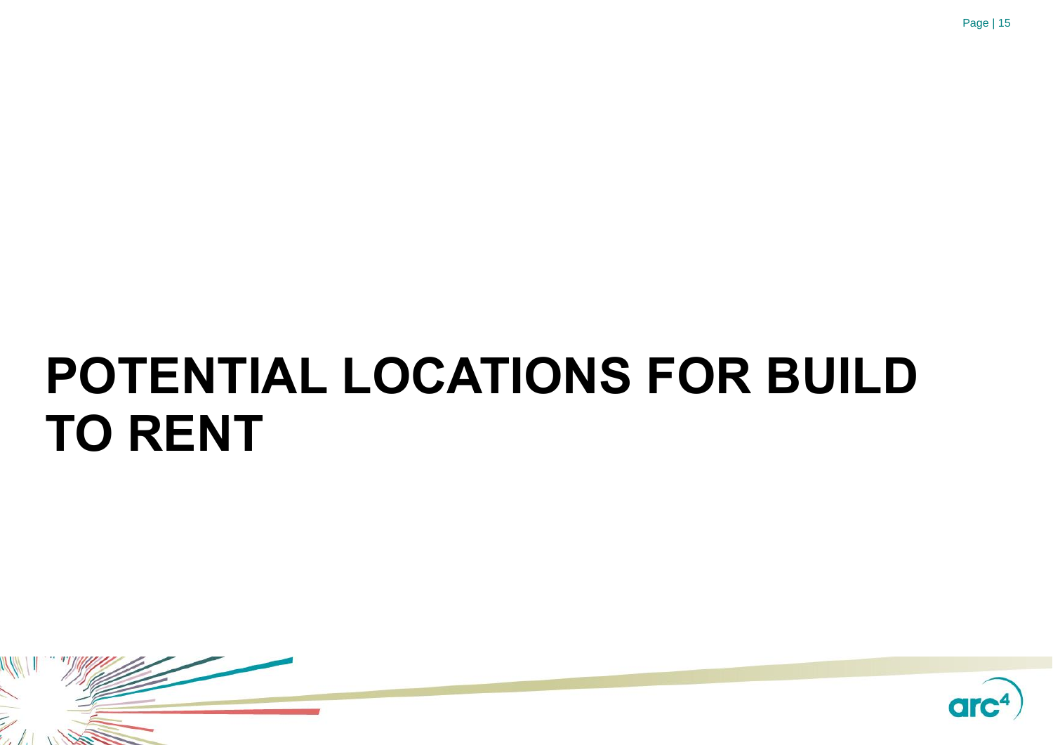# POTENTIAL LOCATIONS FOR BUILD TO RENT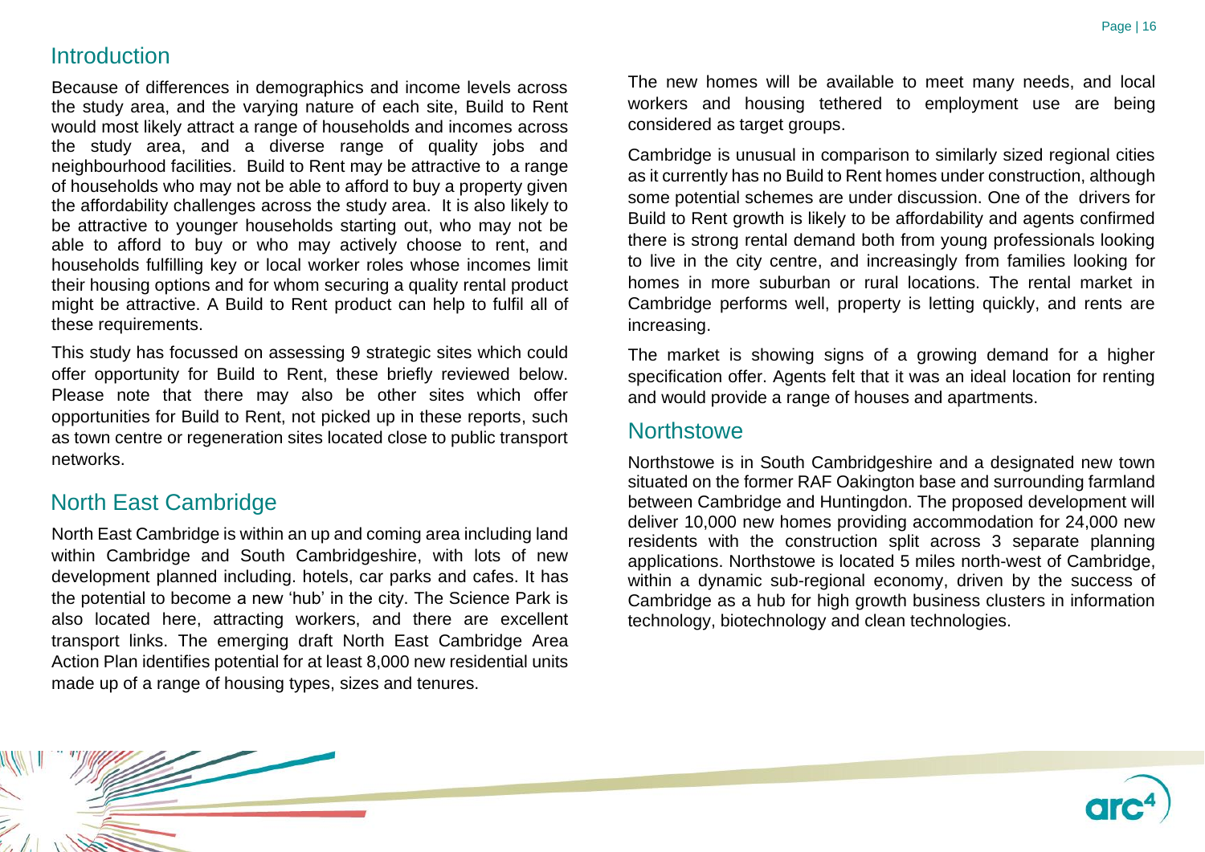## Introduction

Because of differences in demographics and income levels across the study area, and the varying nature of each site, Build to Rent would most likely attract a range of households and incomes across the study area, and a diverse range of quality jobs and neighbourhood facilities. Build to Rent may be attractive to a range of households who may not be able to afford to buy a property given the affordability challenges across the study area. It is also likely to be attractive to younger households starting out, who may not be able to afford to buy or who may actively choose to rent, and households fulfilling key or local worker roles whose incomes limit their housing options and for whom securing a quality rental product might be attractive. A Build to Rent product can help to fulfil all of these requirements.

This study has focussed on assessing 9 strategic sites which could offer opportunity for Build to Rent, these briefly reviewed below. Please note that there may also be other sites which offer opportunities for Build to Rent, not picked up in these reports, such as town centre or regeneration sites located close to public transport networks.

## North East Cambridge

North East Cambridge is within an up and coming area including land within Cambridge and South Cambridgeshire, with lots of new development planned including. hotels, car parks and cafes. It has the potential to become a new 'hub' in the city. The Science Park is also located here, attracting workers, and there are excellent transport links. The emerging draft North East Cambridge Area Action Plan identifies potential for at least 8,000 new residential units made up of a range of housing types, sizes and tenures.

The new homes will be available to meet many needs, and local workers and housing tethered to employment use are being considered as target groups.

Cambridge is unusual in comparison to similarly sized regional cities as it currently has no Build to Rent homes under construction, although some potential schemes are under discussion. One of the drivers for Build to Rent growth is likely to be affordability and agents confirmed there is strong rental demand both from young professionals looking to live in the city centre, and increasingly from families looking for homes in more suburban or rural locations. The rental market in Cambridge performs well, property is letting quickly, and rents are increasing.

The market is showing signs of a growing demand for a higher specification offer. Agents felt that it was an ideal location for renting and would provide a range of houses and apartments.

## Northstowe

Northstowe is in South Cambridgeshire and a designated new town situated on the former RAF Oakington base and surrounding farmland between Cambridge and Huntingdon. The proposed development will deliver 10,000 new homes providing accommodation for 24,000 new residents with the construction split across 3 separate planning applications. Northstowe is located 5 miles north-west of Cambridge, within a dynamic sub-regional economy, driven by the success of Cambridge as a hub for high growth business clusters in information technology, biotechnology and clean technologies.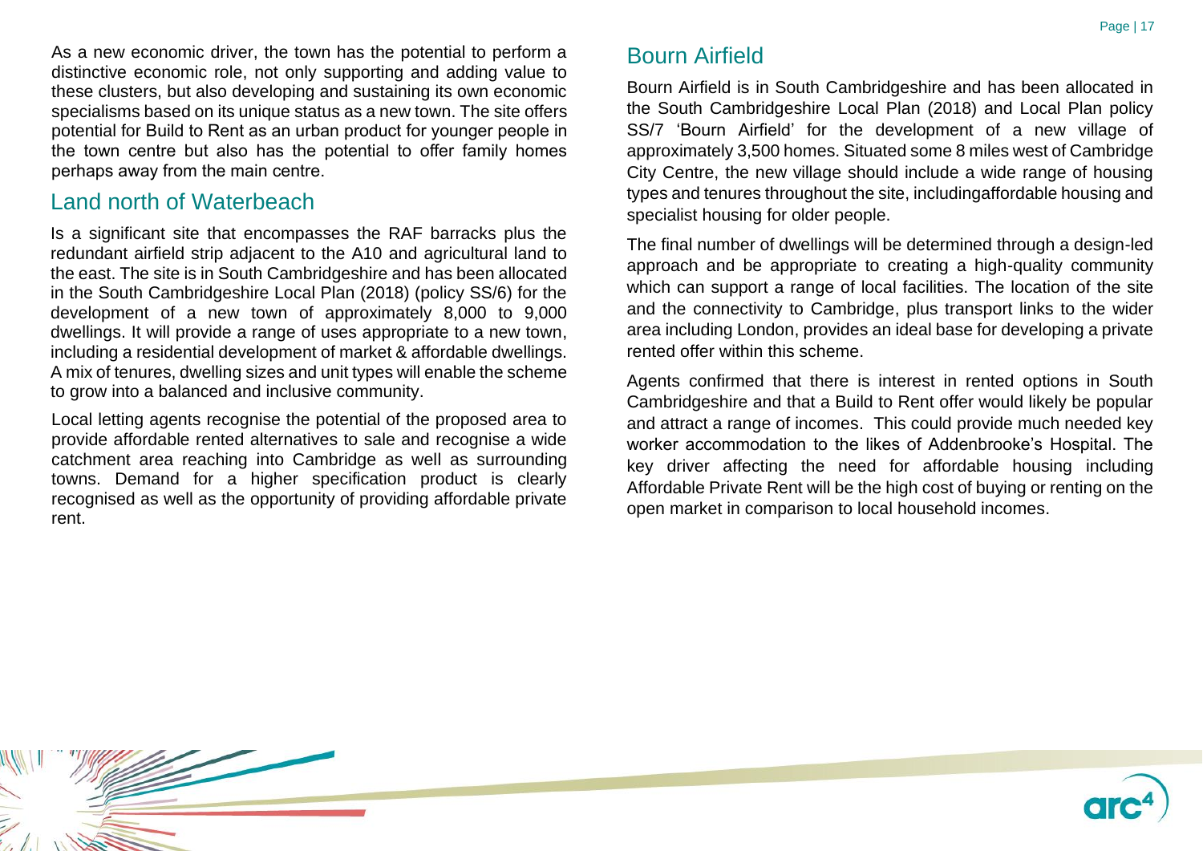As a new economic driver, the town has the potential to perform a distinctive economic role, not only supporting and adding value to these clusters, but also developing and sustaining its own economic specialisms based on its unique status as a new town. The site offers potential for Build to Rent as an urban product for younger people in the town centre but also has the potential to offer family homes perhaps away from the main centre.

## Land north of Waterbeach

Is a significant site that encompasses the RAF barracks plus the redundant airfield strip adjacent to the A10 and agricultural land to the east. The site is in South Cambridgeshire and has been allocated in the South Cambridgeshire Local Plan (2018) (policy SS/6) for the development of a new town of approximately 8,000 to 9,000 dwellings. It will provide a range of uses appropriate to a new town, including a residential development of market & affordable dwellings. A mix of tenures, dwelling sizes and unit types will enable the scheme to grow into a balanced and inclusive community.

Local letting agents recognise the potential of the proposed area to provide affordable rented alternatives to sale and recognise a wide catchment area reaching into Cambridge as well as surrounding towns. Demand for a higher specification product is clearly recognised as well as the opportunity of providing affordable private rent.

## Bourn Airfield

Bourn Airfield is in South Cambridgeshire and has been allocated in the South Cambridgeshire Local Plan (2018) and Local Plan policy SS/7 'Bourn Airfield' for the development of a new village of approximately 3,500 homes. Situated some 8 miles west of Cambridge City Centre, the new village should include a wide range of housing types and tenures throughout the site, includingaffordable housing and specialist housing for older people.

The final number of dwellings will be determined through a design-led approach and be appropriate to creating a high-quality community which can support a range of local facilities. The location of the site and the connectivity to Cambridge, plus transport links to the wider area including London, provides an ideal base for developing a private rented offer within this scheme.

Agents confirmed that there is interest in rented options in South Cambridgeshire and that a Build to Rent offer would likely be popular and attract a range of incomes. This could provide much needed key worker accommodation to the likes of Addenbrooke's Hospital. The key driver affecting the need for affordable housing including Affordable Private Rent will be the high cost of buying or renting on the open market in comparison to local household incomes.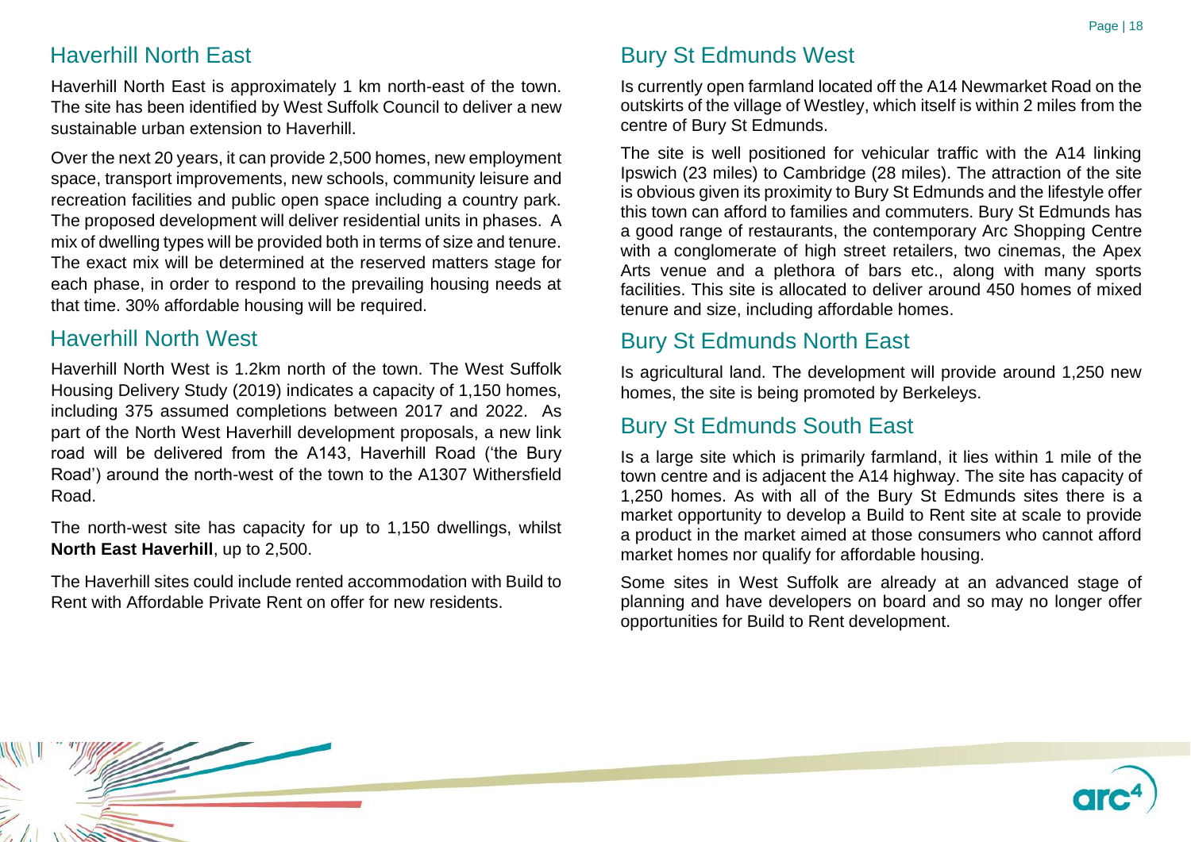## Haverhill North East

Haverhill North East is approximately 1 km north-east of the town. The site has been identified by West Suffolk Council to deliver a new sustainable urban extension to Haverhill.

Over the next 20 years, it can provide 2,500 homes, new employment space, transport improvements, new schools, community leisure and recreation facilities and public open space including a country park. The proposed development will deliver residential units in phases. A mix of dwelling types will be provided both in terms of size and tenure. The exact mix will be determined at the reserved matters stage for each phase, in order to respond to the prevailing housing needs at that time. 30% affordable housing will be required.

## Haverhill North West

Haverhill North West is 1.2km north of the town. The West Suffolk Housing Delivery Study (2019) indicates a capacity of 1,150 homes, including 375 assumed completions between 2017 and 2022. As part of the North West Haverhill development proposals, a new link road will be delivered from the A143, Haverhill Road ('the Bury Road') around the north-west of the town to the A1307 Withersfield Road.

The north-west site has capacity for up to 1,150 dwellings, whilst **North East Haverhill**, up to 2,500.

The Haverhill sites could include rented accommodation with Build to Rent with Affordable Private Rent on offer for new residents.

## Bury St Edmunds West

Is currently open farmland located off the A14 Newmarket Road on the outskirts of the village of Westley, which itself is within 2 miles from the centre of Bury St Edmunds.

The site is well positioned for vehicular traffic with the A14 linking Ipswich (23 miles) to Cambridge (28 miles). The attraction of the site is obvious given its proximity to Bury St Edmunds and the lifestyle offer this town can afford to families and commuters. Bury St Edmunds has a good range of restaurants, the contemporary Arc Shopping Centre with a conglomerate of high street retailers, two cinemas, the Apex Arts venue and a plethora of bars etc., along with many sports facilities. This site is allocated to deliver around 450 homes of mixed tenure and size, including affordable homes.

## Bury St Edmunds North East

Is agricultural land. The development will provide around 1,250 new homes, the site is being promoted by Berkeleys.

## Bury St Edmunds South East

Is a large site which is primarily farmland, it lies within 1 mile of the town centre and is adjacent the A14 highway. The site has capacity of 1,250 homes. As with all of the Bury St Edmunds sites there is a market opportunity to develop a Build to Rent site at scale to provide a product in the market aimed at those consumers who cannot afford market homes nor qualify for affordable housing.

Some sites in West Suffolk are already at an advanced stage of planning and have developers on board and so may no longer offer opportunities for Build to Rent development.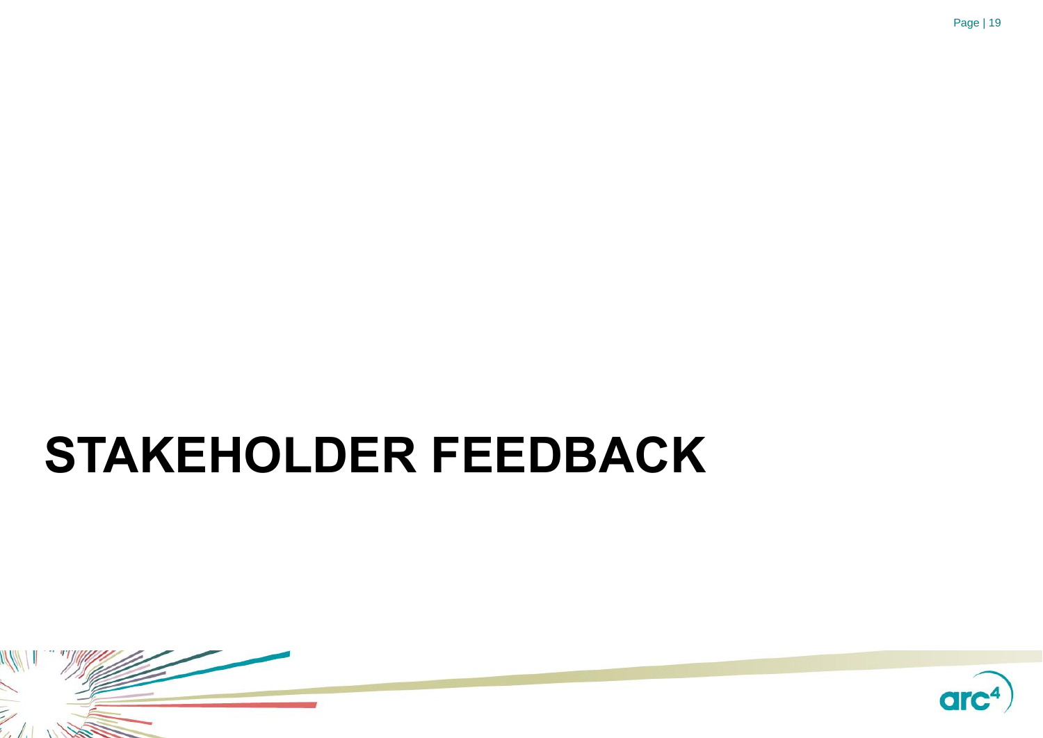# STAKEHOLDER FEEDBACK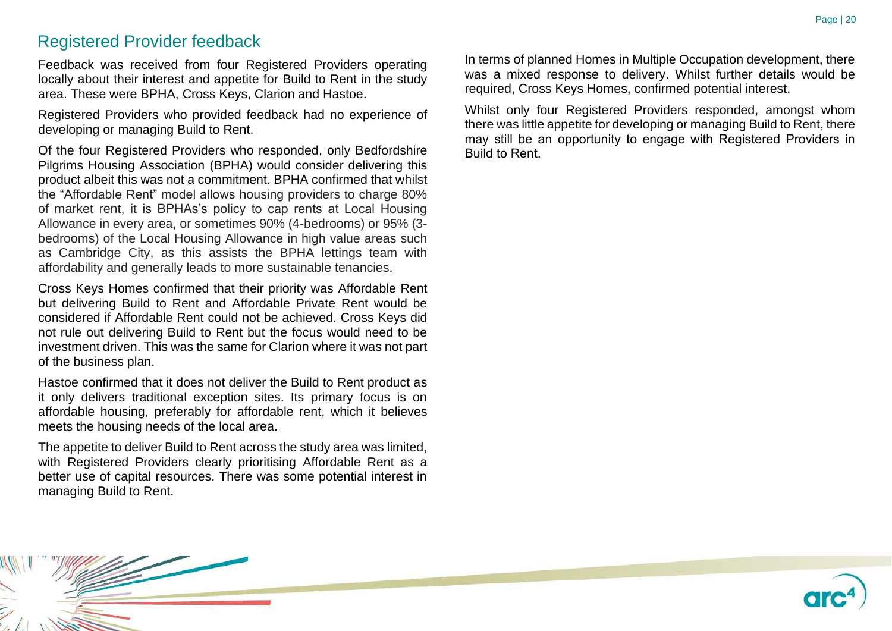## Registered Provider feedback

Feedback was received from four Registered Providers operating locally about their interest and appetite for Build to Rent in the study area. These were BPHA, Cross Keys, Clarion and Hastoe.

Registered Providers who provided feedback had no experience of developing or managing Build to Rent.

Of the four Registered Providers who responded, only Bedfordshire Pilgrims Housing Association (BPHA) would consider delivering this product albeit this was not a commitment. BPHA confirmed that whilst the "Affordable Rent" model allows housing providers to charge 80% of market rent, it is BPHAs's policy to cap rents at Local Housing Allowance in every area, or sometimes 90% (4-bedrooms) or 95% (3-bedrooms) of the Local Housing Allowance in high value areas such as Cambridge City, as this assists the BPHA lettings team with affordability and generally leads to more sustainable tenancies.

Cross Keys Homes confirmed that their priority was Affordable Rent but delivering Build to Rent and Affordable Private Rent would be considered if Affordable Rent could not be achieved. Cross Keys did not rule out delivering Build to Rent but the focus would need to be investment driven. This was the same for Clarion where it was not part of the business plan.

Hastoe confirmed that it does not deliver the Build to Rent product as it only delivers traditional exception sites. Its primary focus is on affordable housing, preferably for affordable rent, which it believes meets the housing needs of the local area.

The appetite to deliver Build to Rent across the study area was limited, with Registered Providers clearly prioritising Affordable Rent as a better use of capital resources. There was some potential interest in managing Build to Rent.

In terms of planned Homes in Multiple Occupation development, there was a mixed response to delivery. Whilst further details would be required, Cross Keys Homes, confirmed potential interest.

Whilst only four Registered Providers responded, amongst whom there was little appetite for developing or managing Build to Rent, there may still be an opportunity to engage with Registered Providers in Build to Rent.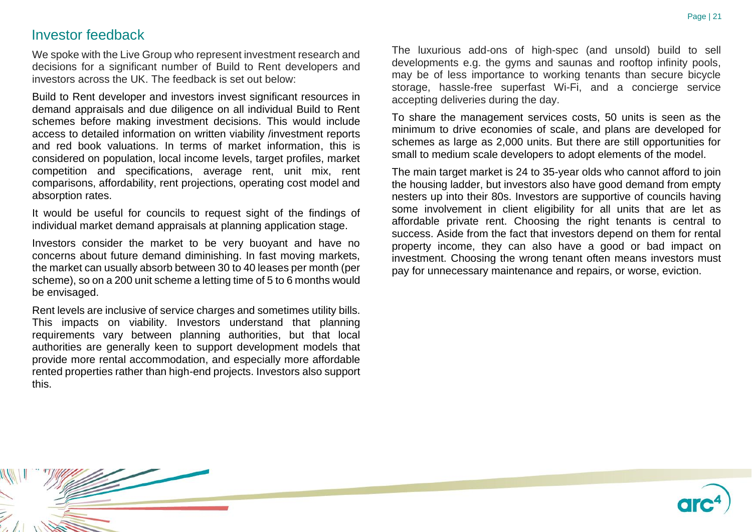## Investor feedback

We spoke with the Live Group who represent investment research and decisions for a significant number of Build to Rent developers and investors across the UK. The feedback is set out below:

Build to Rent developer and investors invest significant resources in demand appraisals and due diligence on all individual Build to Rent schemes before making investment decisions. This would include access to detailed information on written viability /investment reports and red book valuations. In terms of market information, this is considered on population, local income levels, target profiles, market competition and specifications, average rent, unit mix, rent comparisons, affordability, rent projections, operating cost model and absorption rates.

It would be useful for councils to request sight of the findings of individual market demand appraisals at planning application stage.

Investors consider the market to be very buoyant and have no concerns about future demand diminishing. In fast moving markets, the market can usually absorb between 30 to 40 leases per month (per scheme), so on a 200 unit scheme a letting time of 5 to 6 months would be envisaged.

Rent levels are inclusive of service charges and sometimes utility bills. This impacts on viability. Investors understand that planning requirements vary between planning authorities, but that local authorities are generally keen to support development models that provide more rental accommodation, and especially more affordable rented properties rather than high-end projects. Investors also support this.

The luxurious add-ons of high-spec (and unsold) build to sell developments e.g. the gyms and saunas and rooftop infinity pools, may be of less importance to working tenants than secure bicycle storage, hassle-free superfast Wi-Fi, and a concierge service accepting deliveries during the day.

To share the management services costs, 50 units is seen as the minimum to drive economies of scale, and plans are developed for schemes as large as 2,000 units. But there are still opportunities for small to medium scale developers to adopt elements of the model.

The main target market is 24 to 35-year olds who cannot afford to join the housing ladder, but investors also have good demand from empty nesters up into their 80s. Investors are supportive of councils having some involvement in client eligibility for all units that are let as affordable private rent. Choosing the right tenants is central to success. Aside from the fact that investors depend on them for rental property income, they can also have a good or bad impact on investment. Choosing the wrong tenant often means investors must pay for unnecessary maintenance and repairs, or worse, eviction.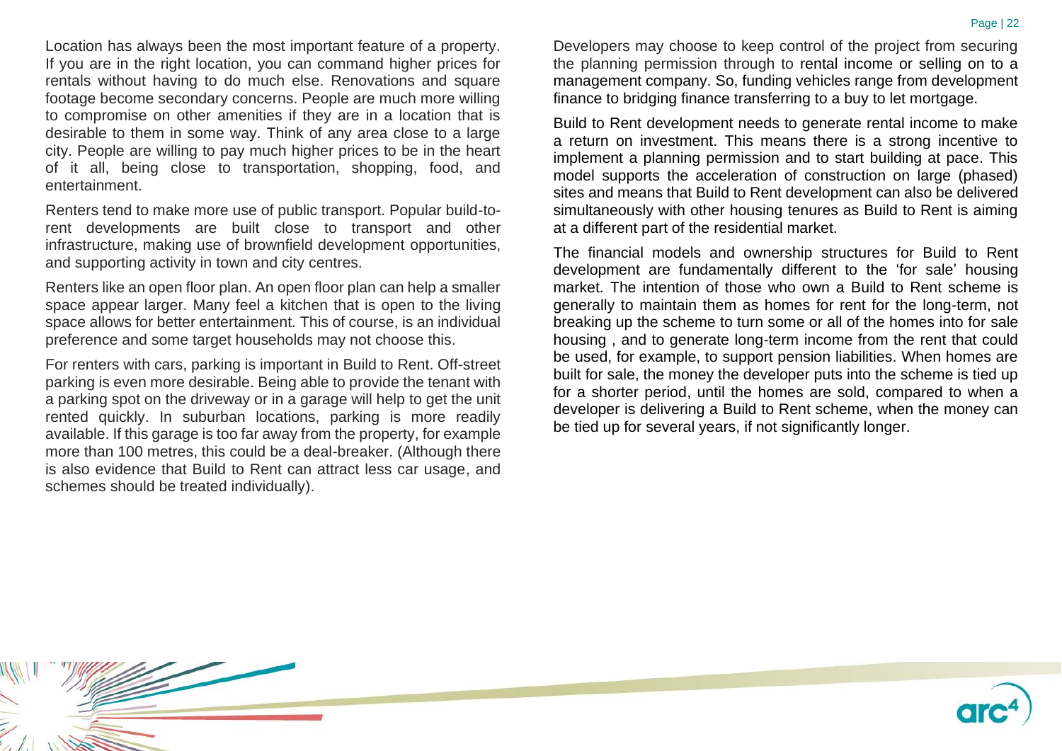Location has always been the most important feature of a property. If you are in the right location, you can command higher prices for rentals without having to do much else. Renovations and square footage become secondary concerns. People are much more willing to compromise on other amenities if they are in a location that is desirable to them in some way. Think of any area close to a large city. People are willing to pay much higher prices to be in the heart of it all, being close to transportation, shopping, food, and entertainment.

Renters tend to make more use of public transport. Popular build-to-rent developments are built close to transport and other infrastructure, making use of brownfield development opportunities, and supporting activity in town and city centres.

Renters like an open floor plan. An open floor plan can help a smaller space appear larger. Many feel a kitchen that is open to the living space allows for better entertainment. This of course, is an individual preference and some target households may not choose this.

For renters with cars, parking is important in Build to Rent. Off-street parking is even more desirable. Being able to provide the tenant with a parking spot on the driveway or in a garage will help to get the unit rented quickly. In suburban locations, parking is more readily available. If this garage is too far away from the property, for example more than 100 metres, this could be a deal-breaker. (Although there is also evidence that Build to Rent can attract less car usage, and schemes should be treated individually).

Developers may choose to keep control of the project from securing the planning permission through to rental income or selling on to a management company. So, funding vehicles range from development finance to bridging finance transferring to a buy to let mortgage.

Build to Rent development needs to generate rental income to make a return on investment. This means there is a strong incentive to implement a planning permission and to start building at pace. This model supports the acceleration of construction on large (phased) sites and means that Build to Rent development can also be delivered simultaneously with other housing tenures as Build to Rent is aiming at a different part of the residential market.

The financial models and ownership structures for Build to Rent development are fundamentally different to the 'for sale' housing market. The intention of those who own a Build to Rent scheme is generally to maintain them as homes for rent for the long-term, not breaking up the scheme to turn some or all of the homes into for sale housing , and to generate long-term income from the rent that could be used, for example, to support pension liabilities. When homes are built for sale, the money the developer puts into the scheme is tied up for a shorter period, until the homes are sold, compared to when a developer is delivering a Build to Rent scheme, when the money can be tied up for several years, if not significantly longer.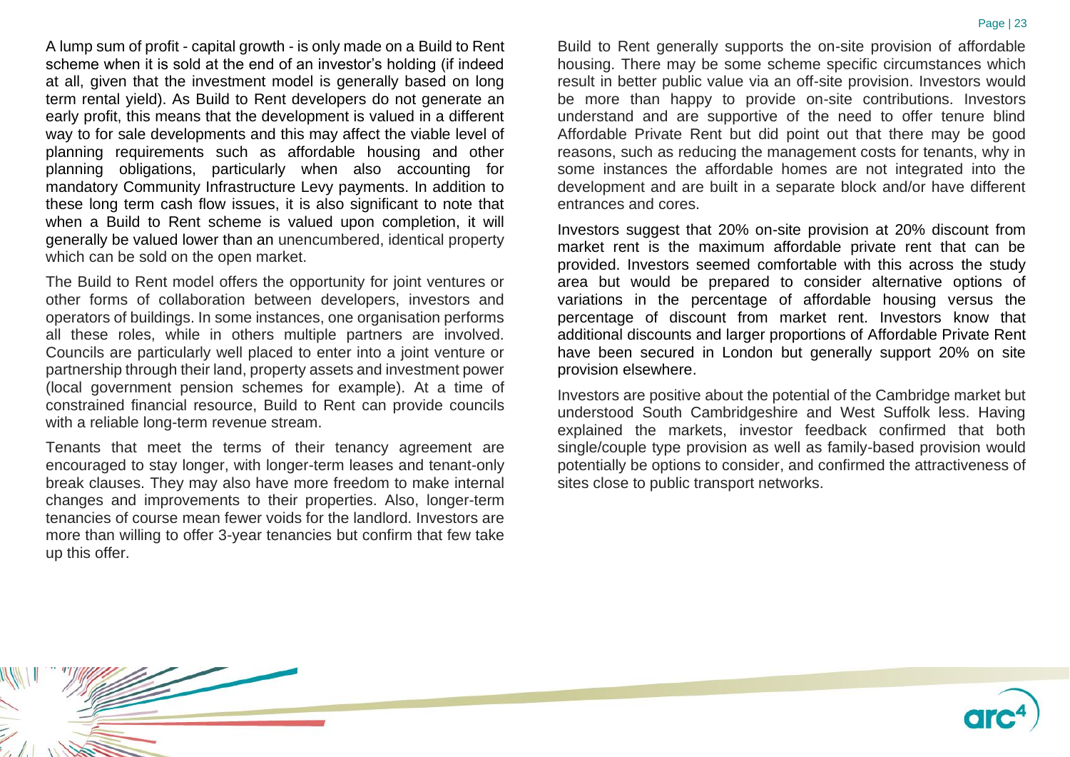A lump sum of profit - capital growth - is only made on a Build to Rent scheme when it is sold at the end of an investor's holding (if indeed at all, given that the investment model is generally based on long term rental yield). As Build to Rent developers do not generate an early profit, this means that the development is valued in a different way to for sale developments and this may affect the viable level of planning requirements such as affordable housing and other planning obligations, particularly when also accounting for mandatory Community Infrastructure Levy payments. In addition to these long term cash flow issues, it is also significant to note that when a Build to Rent scheme is valued upon completion, it will generally be valued lower than an unencumbered, identical property which can be sold on the open market.

The Build to Rent model offers the opportunity for joint ventures or other forms of collaboration between developers, investors and operators of buildings. In some instances, one organisation performs all these roles, while in others multiple partners are involved. Councils are particularly well placed to enter into a joint venture or partnership through their land, property assets and investment power (local government pension schemes for example). At a time of constrained financial resource, Build to Rent can provide councils with a reliable long-term revenue stream.

Tenants that meet the terms of their tenancy agreement are encouraged to stay longer, with longer-term leases and tenant-only break clauses. They may also have more freedom to make internal changes and improvements to their properties. Also, longer-term tenancies of course mean fewer voids for the landlord. Investors are more than willing to offer 3-year tenancies but confirm that few take up this offer.

Build to Rent generally supports the on-site provision of affordable housing. There may be some scheme specific circumstances which result in better public value via an off-site provision. Investors would be more than happy to provide on-site contributions. Investors understand and are supportive of the need to offer tenure blind Affordable Private Rent but did point out that there may be good reasons, such as reducing the management costs for tenants, why in some instances the affordable homes are not integrated into the development and are built in a separate block and/or have different entrances and cores.

Investors suggest that 20% on-site provision at 20% discount from market rent is the maximum affordable private rent that can be provided. Investors seemed comfortable with this across the study area but would be prepared to consider alternative options of variations in the percentage of affordable housing versus the percentage of discount from market rent. Investors know that additional discounts and larger proportions of Affordable Private Rent have been secured in London but generally support 20% on site provision elsewhere.

Investors are positive about the potential of the Cambridge market but understood South Cambridgeshire and West Suffolk less. Having explained the markets, investor feedback confirmed that both single/couple type provision as well as family-based provision would potentially be options to consider, and confirmed the attractiveness of sites close to public transport networks.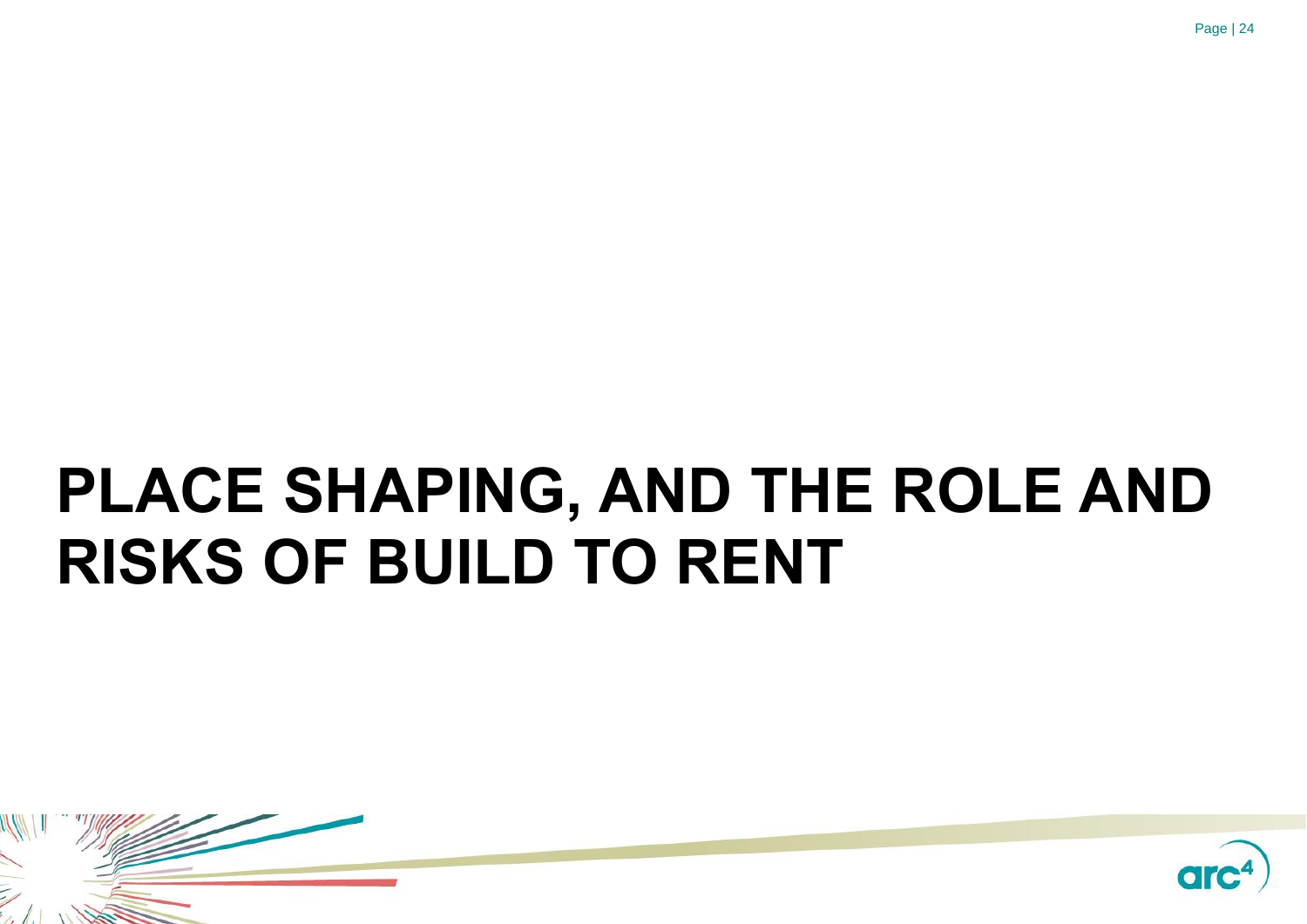# PLACE SHAPING, AND THE ROLE AND RISKS OF BUILD TO RENT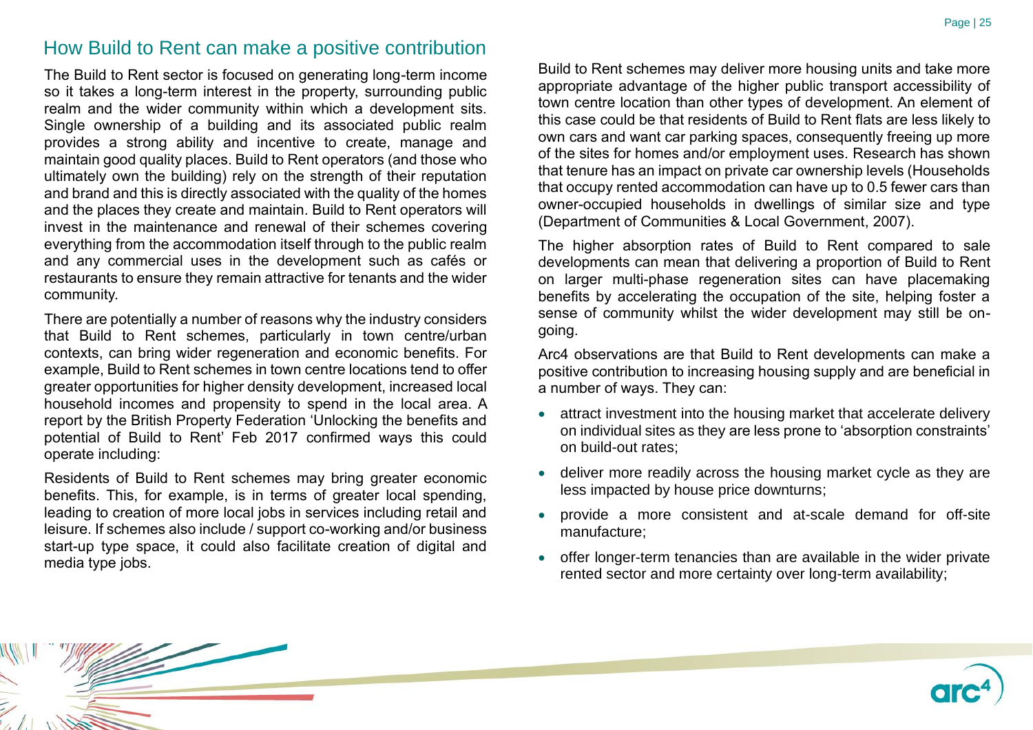## How Build to Rent can make a positive contribution

The Build to Rent sector is focused on generating long-term income so it takes a long-term interest in the property, surrounding public realm and the wider community within which a development sits. Single ownership of a building and its associated public realm provides a strong ability and incentive to create, manage and maintain good quality places. Build to Rent operators (and those who ultimately own the building) rely on the strength of their reputation and brand and this is directly associated with the quality of the homes and the places they create and maintain. Build to Rent operators will invest in the maintenance and renewal of their schemes covering everything from the accommodation itself through to the public realm and any commercial uses in the development such as cafés or restaurants to ensure they remain attractive for tenants and the wider community.

There are potentially a number of reasons why the industry considers that Build to Rent schemes, particularly in town centre/urban contexts, can bring wider regeneration and economic benefits. For example, Build to Rent schemes in town centre locations tend to offer greater opportunities for higher density development, increased local household incomes and propensity to spend in the local area. A report by the British Property Federation 'Unlocking the benefits and potential of Build to Rent' Feb 2017 confirmed ways this could operate including:

Residents of Build to Rent schemes may bring greater economic benefits. This, for example, is in terms of greater local spending, leading to creation of more local jobs in services including retail and leisure. If schemes also include / support co-working and/or business start-up type space, it could also facilitate creation of digital and media type jobs.

Build to Rent schemes may deliver more housing units and take more appropriate advantage of the higher public transport accessibility of town centre location than other types of development. An element of this case could be that residents of Build to Rent flats are less likely to own cars and want car parking spaces, consequently freeing up more of the sites for homes and/or employment uses. Research has shown that tenure has an impact on private car ownership levels (Households that occupy rented accommodation can have up to 0.5 fewer cars than owner-occupied households in dwellings of similar size and type (Department of Communities & Local Government, 2007).

The higher absorption rates of Build to Rent compared to sale developments can mean that delivering a proportion of Build to Rent on larger multi-phase regeneration sites can have placemaking benefits by accelerating the occupation of the site, helping foster a sense of community whilst the wider development may still be on-going.

Arc4 observations are that Build to Rent developments can make a positive contribution to increasing housing supply and are beneficial in a number of ways. They can:

- attract investment into the housing market that accelerate delivery on individual sites as they are less prone to 'absorption constraints' on build-out rates;
- deliver more readily across the housing market cycle as they are less impacted by house price downturns;
- provide a more consistent and at-scale demand for off-site manufacture;
- offer longer-term tenancies than are available in the wider private rented sector and more certainty over long-term availability;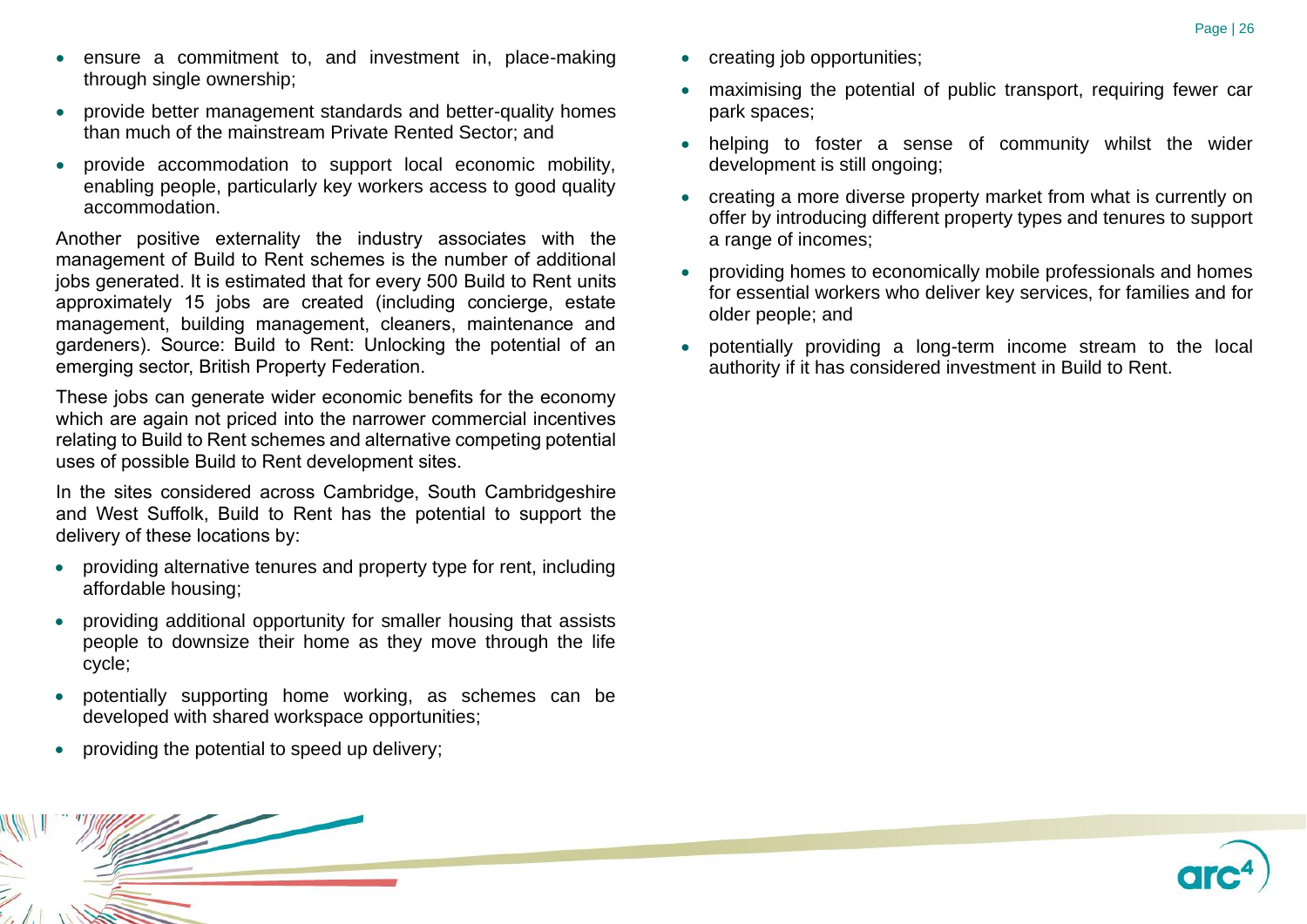- ensure a commitment to, and investment in, place-making through single ownership;
- provide better management standards and better-quality homes than much of the mainstream Private Rented Sector; and
- provide accommodation to support local economic mobility, enabling people, particularly key workers access to good quality accommodation.

Another positive externality the industry associates with the management of Build to Rent schemes is the number of additional jobs generated. It is estimated that for every 500 Build to Rent units approximately 15 jobs are created (including concierge, estate management, building management, cleaners, maintenance and gardeners). Source: Build to Rent: Unlocking the potential of an emerging sector, British Property Federation.

These jobs can generate wider economic benefits for the economy which are again not priced into the narrower commercial incentives relating to Build to Rent schemes and alternative competing potential uses of possible Build to Rent development sites.

In the sites considered across Cambridge, South Cambridgeshire and West Suffolk, Build to Rent has the potential to support the delivery of these locations by:

- providing alternative tenures and property type for rent, including affordable housing;
- providing additional opportunity for smaller housing that assists people to downsize their home as they move through the life cycle;
- potentially supporting home working, as schemes can be developed with shared workspace opportunities;
- providing the potential to speed up delivery;
- creating job opportunities;
- maximising the potential of public transport, requiring fewer car park spaces;
- helping to foster a sense of community whilst the wider development is still ongoing;
- creating a more diverse property market from what is currently on offer by introducing different property types and tenures to support a range of incomes;
- providing homes to economically mobile professionals and homes for essential workers who deliver key services, for families and for older people; and
- potentially providing a long-term income stream to the local authority if it has considered investment in Build to Rent.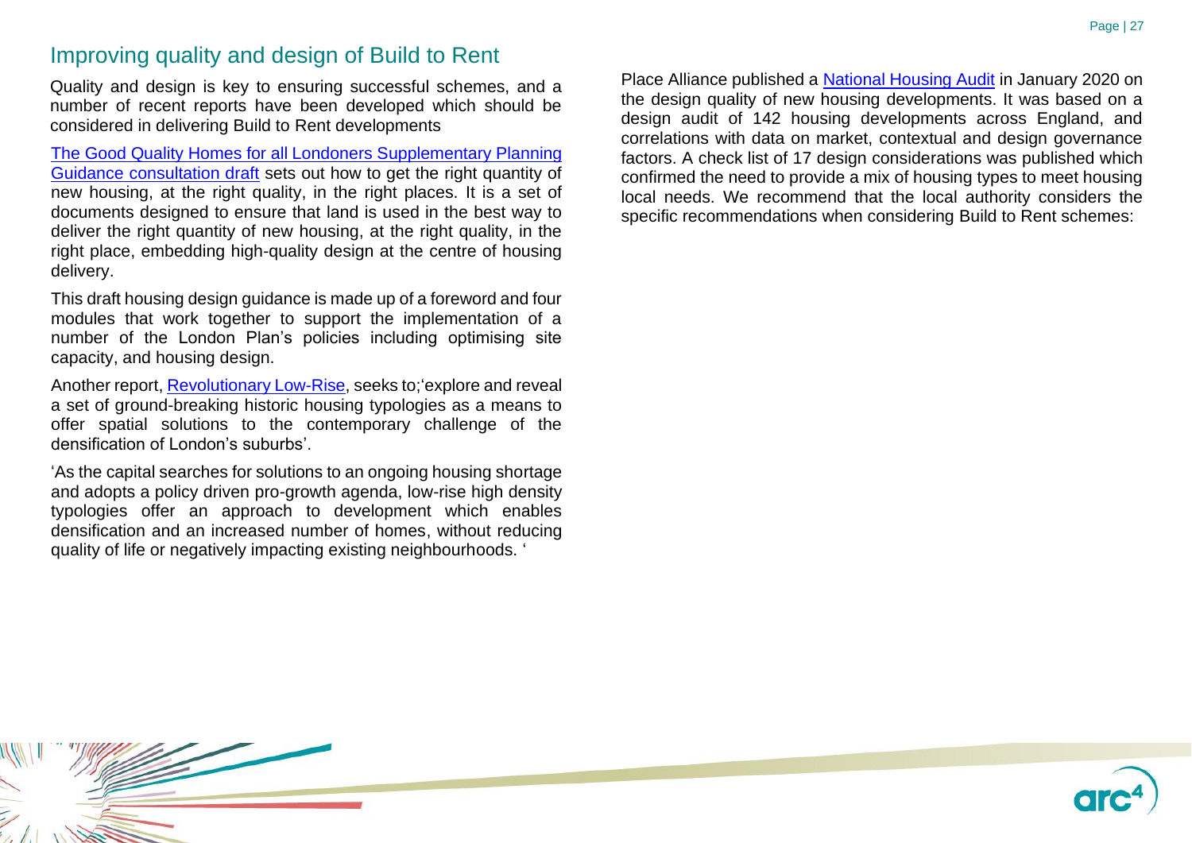## Improving quality and design of Build to Rent

Quality and design is key to ensuring successful schemes, and a number of recent reports have been developed which should be considered in delivering Build to Rent developments

The Good Quality Homes for all Londoners Supplementary Planning Guidance consultation draft sets out how to get the right quantity of new housing, at the right quality, in the right places. It is a set of documents designed to ensure that land is used in the best way to deliver the right quantity of new housing, at the right quality, in the right place, embedding high-quality design at the centre of housing delivery.

This draft housing design guidance is made up of a foreword and four modules that work together to support the implementation of a number of the London Plan's policies including optimising site capacity, and housing design.

Another report, Revolutionary Low-Rise, seeks to;'explore and reveal a set of ground-breaking historic housing typologies as a means to offer spatial solutions to the contemporary challenge of the densification of London's suburbs'.

'As the capital searches for solutions to an ongoing housing shortage and adopts a policy driven pro-growth agenda, low-rise high density typologies offer an approach to development which enables densification and an increased number of homes, without reducing quality of life or negatively impacting existing neighbourhoods. '

Place Alliance published a National Housing Audit in January 2020 on the design quality of new housing developments. It was based on a design audit of 142 housing developments across England, and correlations with data on market, contextual and design governance factors. A check list of 17 design considerations was published which confirmed the need to provide a mix of housing types to meet housing local needs. We recommend that the local authority considers the specific recommendations when considering Build to Rent schemes: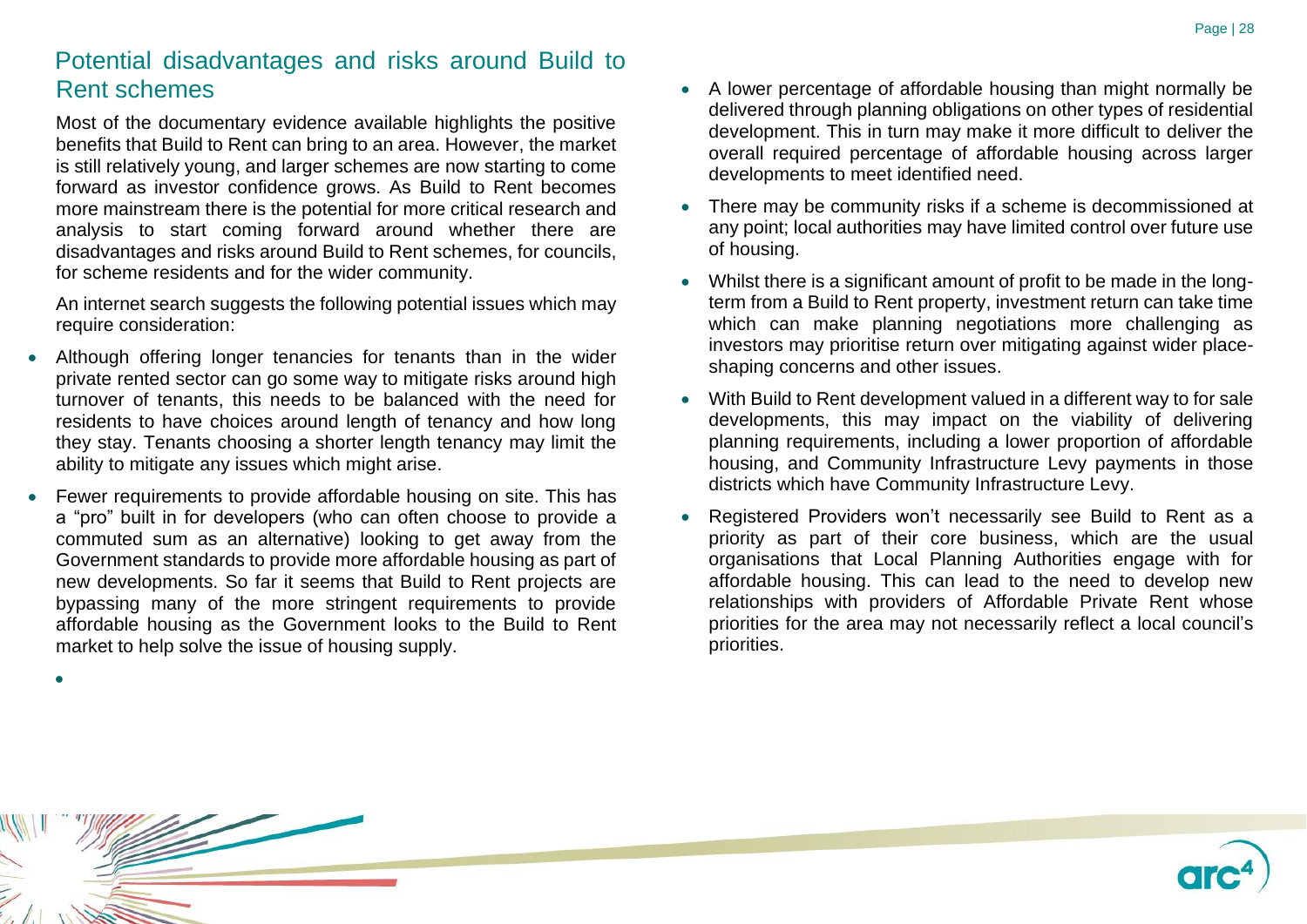## Potential disadvantages and risks around Build to Rent schemes

Most of the documentary evidence available highlights the positive benefits that Build to Rent can bring to an area. However, the market is still relatively young, and larger schemes are now starting to come forward as investor confidence grows. As Build to Rent becomes more mainstream there is the potential for more critical research and analysis to start coming forward around whether there are disadvantages and risks around Build to Rent schemes, for councils, for scheme residents and for the wider community.

An internet search suggests the following potential issues which may require consideration:

- Although offering longer tenancies for tenants than in the wider private rented sector can go some way to mitigate risks around high turnover of tenants, this needs to be balanced with the need for residents to have choices around length of tenancy and how long they stay. Tenants choosing a shorter length tenancy may limit the ability to mitigate any issues which might arise.
- Fewer requirements to provide affordable housing on site. This has a "pro" built in for developers (who can often choose to provide a commuted sum as an alternative) looking to get away from the Government standards to provide more affordable housing as part of new developments. So far it seems that Build to Rent projects are bypassing many of the more stringent requirements to provide affordable housing as the Government looks to the Build to Rent market to help solve the issue of housing supply.
- A lower percentage of affordable housing than might normally be delivered through planning obligations on other types of residential development. This in turn may make it more difficult to deliver the overall required percentage of affordable housing across larger developments to meet identified need.
- There may be community risks if a scheme is decommissioned at any point; local authorities may have limited control over future use of housing.
- Whilst there is a significant amount of profit to be made in the long-term from a Build to Rent property, investment return can take time which can make planning negotiations more challenging as investors may prioritise return over mitigating against wider place-shaping concerns and other issues.
- With Build to Rent development valued in a different way to for sale developments, this may impact on the viability of delivering planning requirements, including a lower proportion of affordable housing, and Community Infrastructure Levy payments in those districts which have Community Infrastructure Levy.
- Registered Providers won't necessarily see Build to Rent as a priority as part of their core business, which are the usual organisations that Local Planning Authorities engage with for affordable housing. This can lead to the need to develop new relationships with providers of Affordable Private Rent whose priorities for the area may not necessarily reflect a local council's priorities.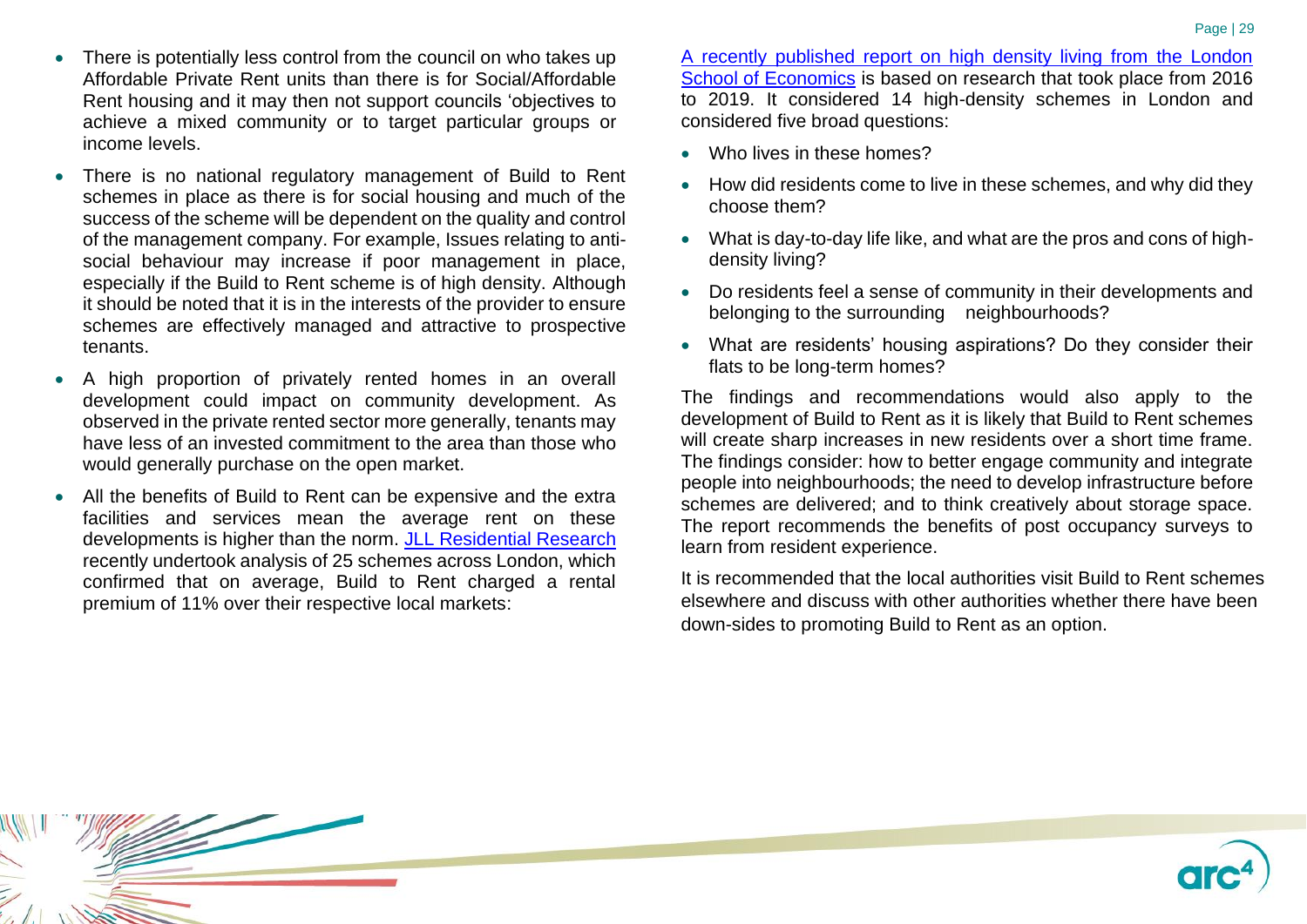- There is potentially less control from the council on who takes up Affordable Private Rent units than there is for Social/Affordable Rent housing and it may then not support councils 'objectives to achieve a mixed community or to target particular groups or income levels.
- There is no national regulatory management of Build to Rent schemes in place as there is for social housing and much of the success of the scheme will be dependent on the quality and control of the management company. For example, Issues relating to anti-social behaviour may increase if poor management in place, especially if the Build to Rent scheme is of high density. Although it should be noted that it is in the interests of the provider to ensure schemes are effectively managed and attractive to prospective tenants.
- A high proportion of privately rented homes in an overall development could impact on community development. As observed in the private rented sector more generally, tenants may have less of an invested commitment to the area than those who would generally purchase on the open market.
- All the benefits of Build to Rent can be expensive and the extra facilities and services mean the average rent on these developments is higher than the norm. JLL Residential Research recently undertook analysis of 25 schemes across London, which confirmed that on average, Build to Rent charged a rental premium of 11% over their respective local markets:

A recently published report on high density living from the London School of Economics is based on research that took place from 2016 to 2019. It considered 14 high-density schemes in London and considered five broad questions:

- Who lives in these homes?
- How did residents come to live in these schemes, and why did they choose them?
- What is day-to-day life like, and what are the pros and cons of high-density living?
- Do residents feel a sense of community in their developments and belonging to the surrounding neighbourhoods?
- What are residents' housing aspirations? Do they consider their flats to be long-term homes?

The findings and recommendations would also apply to the development of Build to Rent as it is likely that Build to Rent schemes will create sharp increases in new residents over a short time frame. The findings consider: how to better engage community and integrate people into neighbourhoods; the need to develop infrastructure before schemes are delivered; and to think creatively about storage space. The report recommends the benefits of post occupancy surveys to learn from resident experience.

It is recommended that the local authorities visit Build to Rent schemes elsewhere and discuss with other authorities whether there have been down-sides to promoting Build to Rent as an option.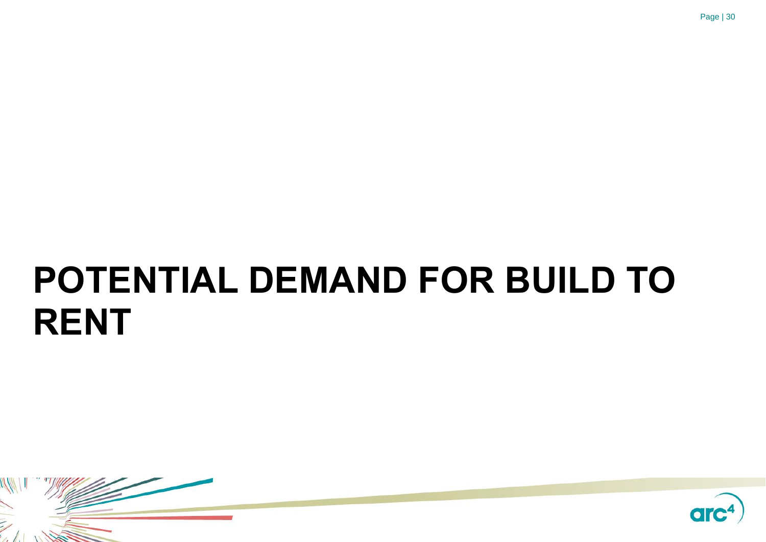# POTENTIAL DEMAND FOR BUILD TO RENT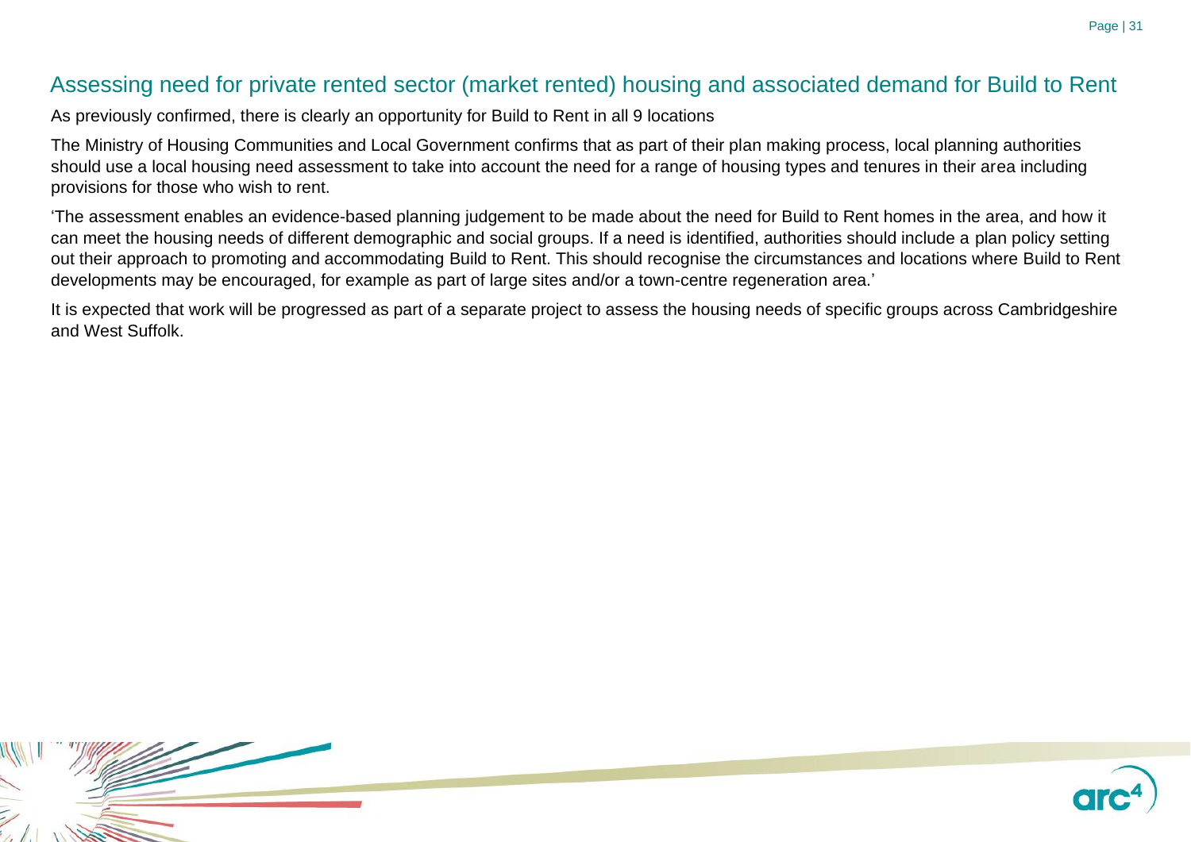## Assessing need for private rented sector (market rented) housing and associated demand for Build to Rent

As previously confirmed, there is clearly an opportunity for Build to Rent in all 9 locations

The Ministry of Housing Communities and Local Government confirms that as part of their plan making process, local planning authorities should use a local housing need assessment to take into account the need for a range of housing types and tenures in their area including provisions for those who wish to rent.

'The assessment enables an evidence-based planning judgement to be made about the need for Build to Rent homes in the area, and how it can meet the housing needs of different demographic and social groups. If a need is identified, authorities should include a plan policy setting out their approach to promoting and accommodating Build to Rent. This should recognise the circumstances and locations where Build to Rent developments may be encouraged, for example as part of large sites and/or a town-centre regeneration area.'

It is expected that work will be progressed as part of a separate project to assess the housing needs of specific groups across Cambridgeshire and West Suffolk.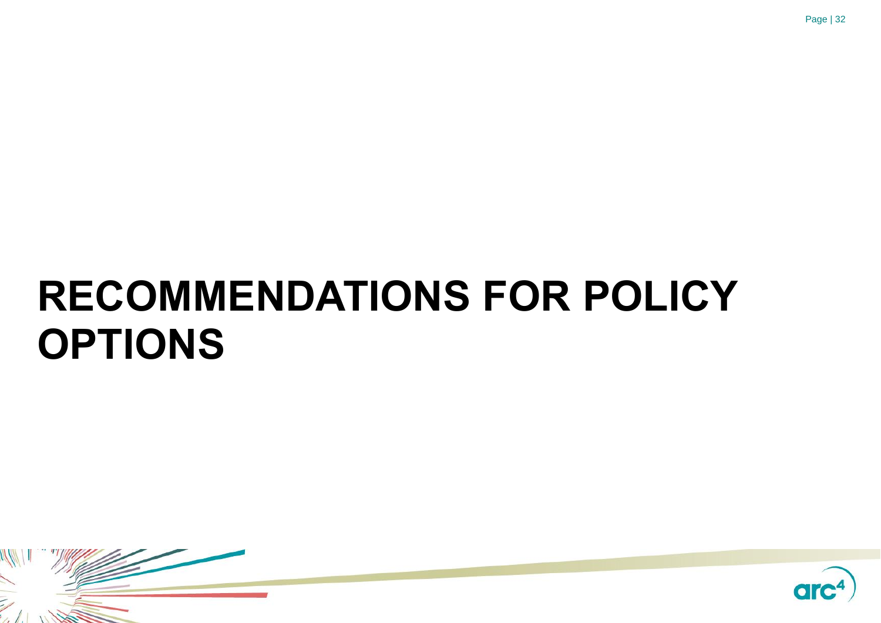# RECOMMENDATIONS FOR POLICY OPTIONS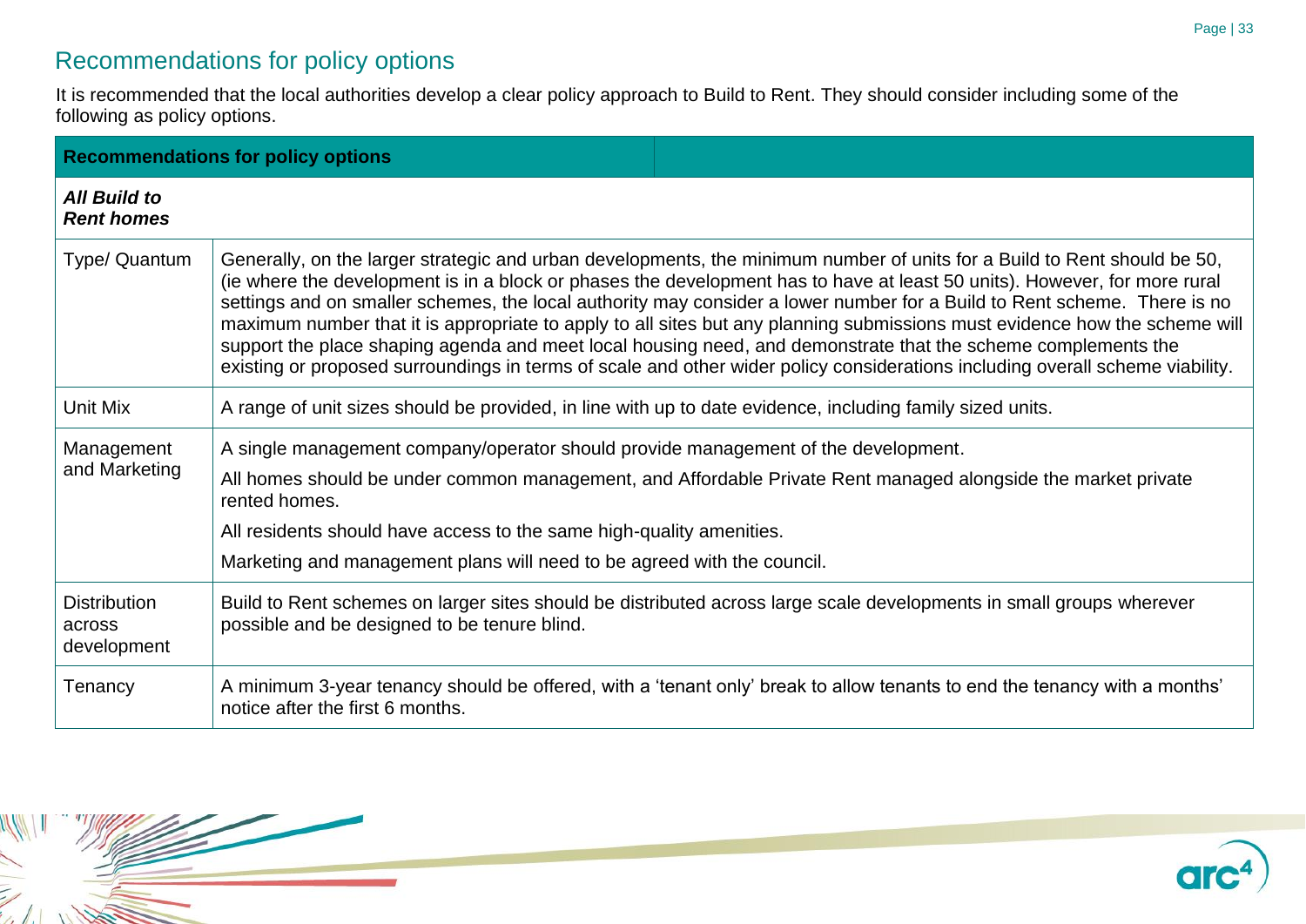## Recommendations for policy options

It is recommended that the local authorities develop a clear policy approach to Build to Rent. They should consider including some of the following as policy options.

| **Recommendations for policy options** | |
|---|---|
| ***All Build to Rent homes*** | |
| Type/ Quantum | Generally, on the larger strategic and urban developments, the minimum number of units for a Build to Rent should be 50, (ie where the development is in a block or phases the development has to have at least 50 units). However, for more rural settings and on smaller schemes, the local authority may consider a lower number for a Build to Rent scheme. There is no maximum number that it is appropriate to apply to all sites but any planning submissions must evidence how the scheme will support the place shaping agenda and meet local housing need, and demonstrate that the scheme complements the existing or proposed surroundings in terms of scale and other wider policy considerations including overall scheme viability. |
| Unit Mix | A range of unit sizes should be provided, in line with up to date evidence, including family sized units. |
| Management and Marketing | A single management company/operator should provide management of the development.<br><br>All homes should be under common management, and Affordable Private Rent managed alongside the market private rented homes.<br><br>All residents should have access to the same high-quality amenities.<br><br>Marketing and management plans will need to be agreed with the council. |
| Distribution across development | Build to Rent schemes on larger sites should be distributed across large scale developments in small groups wherever possible and be designed to be tenure blind. |
| Tenancy | A minimum 3-year tenancy should be offered, with a 'tenant only' break to allow tenants to end the tenancy with a months' notice after the first 6 months. |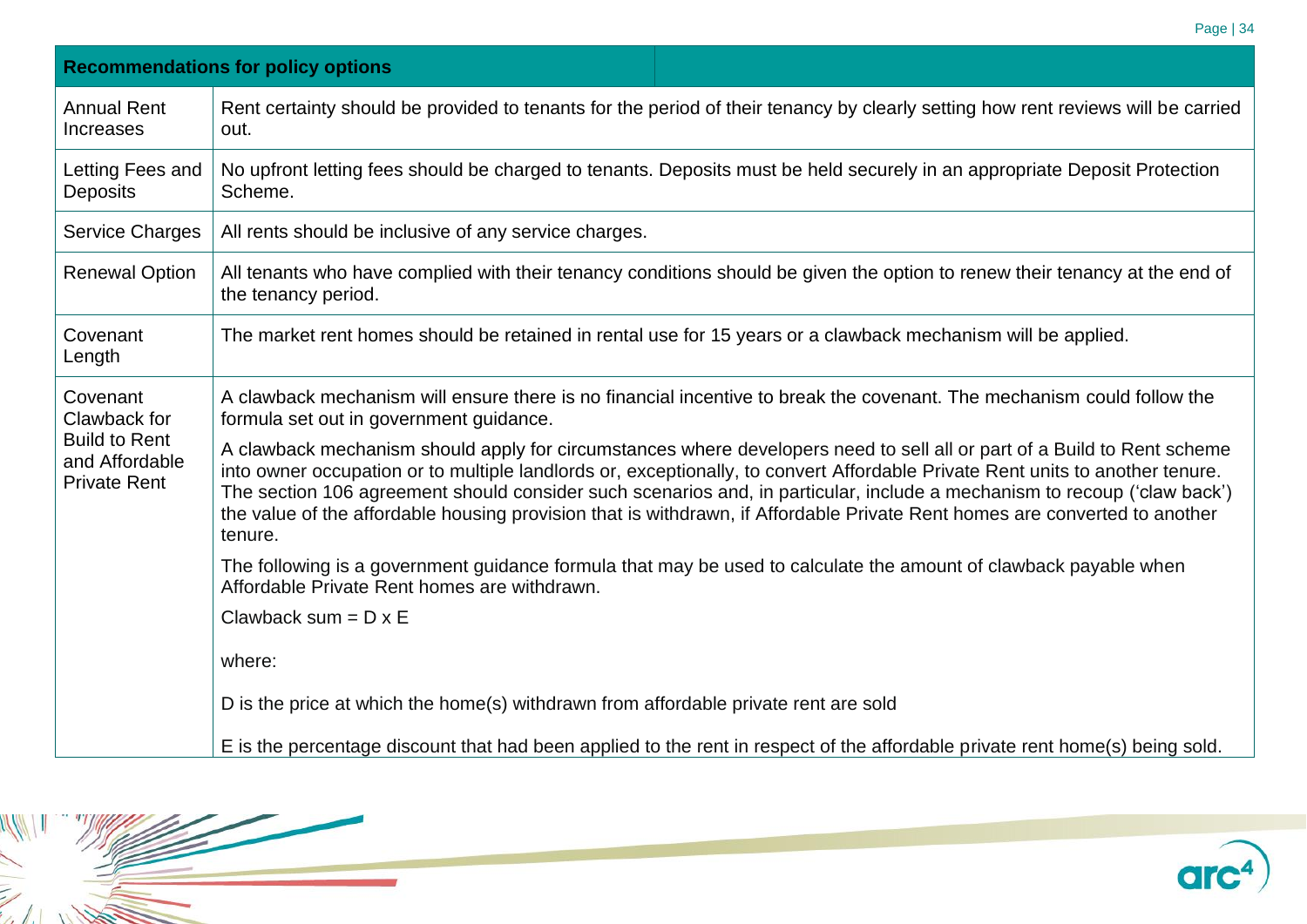| Recommendations for policy options | |
|---|---|
| Annual Rent Increases | Rent certainty should be provided to tenants for the period of their tenancy by clearly setting how rent reviews will be carried out. |
| Letting Fees and Deposits | No upfront letting fees should be charged to tenants. Deposits must be held securely in an appropriate Deposit Protection Scheme. |
| Service Charges | All rents should be inclusive of any service charges. |
| Renewal Option | All tenants who have complied with their tenancy conditions should be given the option to renew their tenancy at the end of the tenancy period. |
| Covenant Length | The market rent homes should be retained in rental use for 15 years or a clawback mechanism will be applied. |
| Covenant Clawback for Build to Rent and Affordable Private Rent | A clawback mechanism will ensure there is no financial incentive to break the covenant. The mechanism could follow the formula set out in government guidance.<br><br>A clawback mechanism should apply for circumstances where developers need to sell all or part of a Build to Rent scheme into owner occupation or to multiple landlords or, exceptionally, to convert Affordable Private Rent units to another tenure. The section 106 agreement should consider such scenarios and, in particular, include a mechanism to recoup ('claw back') the value of the affordable housing provision that is withdrawn, if Affordable Private Rent homes are converted to another tenure.<br><br>The following is a government guidance formula that may be used to calculate the amount of clawback payable when Affordable Private Rent homes are withdrawn.<br><br>Clawback sum = D x E<br><br>where:<br><br>D is the price at which the home(s) withdrawn from affordable private rent are sold<br><br>E is the percentage discount that had been applied to the rent in respect of the affordable private rent home(s) being sold. |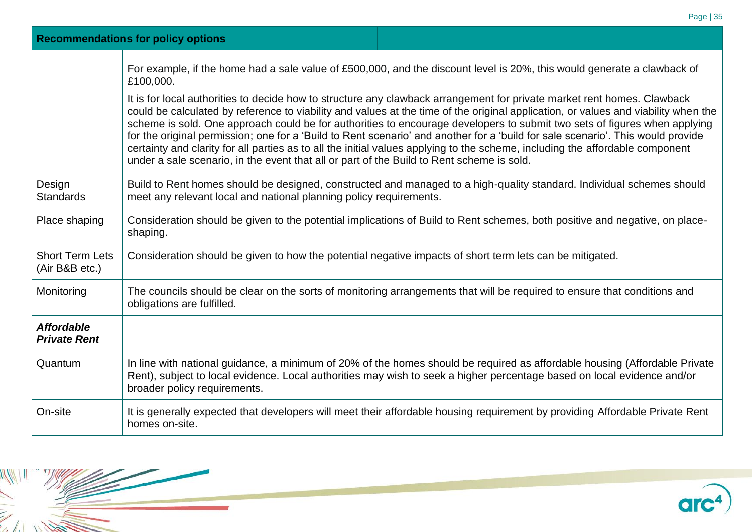| Recommendations for policy options | |
|---|---|
| | For example, if the home had a sale value of £500,000, and the discount level is 20%, this would generate a clawback of £100,000.<br><br>It is for local authorities to decide how to structure any clawback arrangement for private market rent homes. Clawback could be calculated by reference to viability and values at the time of the original application, or values and viability when the scheme is sold. One approach could be for authorities to encourage developers to submit two sets of figures when applying for the original permission; one for a 'Build to Rent scenario' and another for a 'build for sale scenario'. This would provide certainty and clarity for all parties as to all the initial values applying to the scheme, including the affordable component under a sale scenario, in the event that all or part of the Build to Rent scheme is sold. |
| Design Standards | Build to Rent homes should be designed, constructed and managed to a high-quality standard. Individual schemes should meet any relevant local and national planning policy requirements. |
| Place shaping | Consideration should be given to the potential implications of Build to Rent schemes, both positive and negative, on place-shaping. |
| Short Term Lets (Air B&B etc.) | Consideration should be given to how the potential negative impacts of short term lets can be mitigated. |
| Monitoring | The councils should be clear on the sorts of monitoring arrangements that will be required to ensure that conditions and obligations are fulfilled. |
| ***Affordable Private Rent*** | |
| Quantum | In line with national guidance, a minimum of 20% of the homes should be required as affordable housing (Affordable Private Rent), subject to local evidence. Local authorities may wish to seek a higher percentage based on local evidence and/or broader policy requirements. |
| On-site | It is generally expected that developers will meet their affordable housing requirement by providing Affordable Private Rent homes on-site. |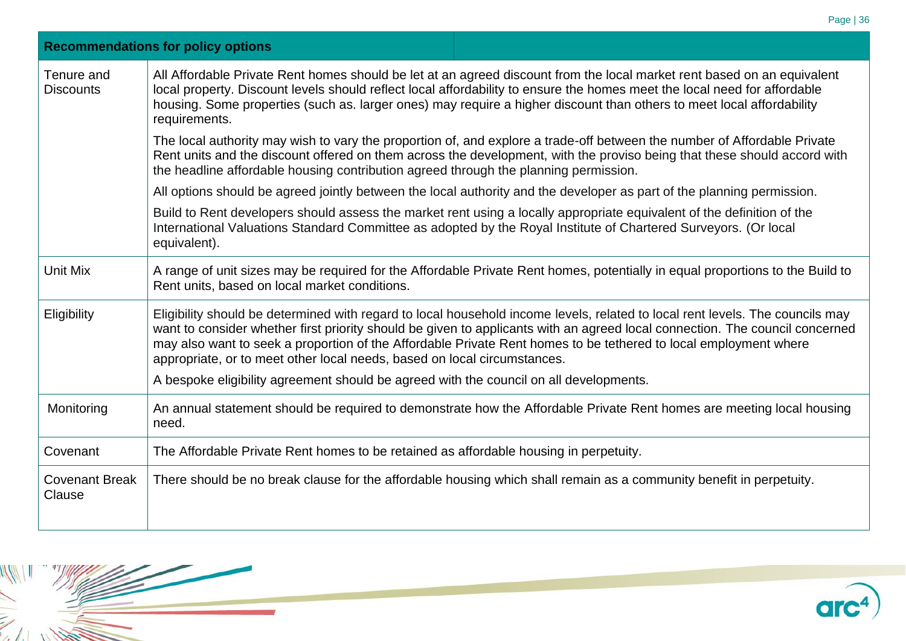| Recommendations for policy options | |
|---|---|
| Tenure and Discounts | All Affordable Private Rent homes should be let at an agreed discount from the local market rent based on an equivalent local property. Discount levels should reflect local affordability to ensure the homes meet the local need for affordable housing. Some properties (such as. larger ones) may require a higher discount than others to meet local affordability requirements.<br><br>The local authority may wish to vary the proportion of, and explore a trade-off between the number of Affordable Private Rent units and the discount offered on them across the development, with the proviso being that these should accord with the headline affordable housing contribution agreed through the planning permission.<br><br>All options should be agreed jointly between the local authority and the developer as part of the planning permission.<br><br>Build to Rent developers should assess the market rent using a locally appropriate equivalent of the definition of the International Valuations Standard Committee as adopted by the Royal Institute of Chartered Surveyors. (Or local equivalent). |
| Unit Mix | A range of unit sizes may be required for the Affordable Private Rent homes, potentially in equal proportions to the Build to Rent units, based on local market conditions. |
| Eligibility | Eligibility should be determined with regard to local household income levels, related to local rent levels. The councils may want to consider whether first priority should be given to applicants with an agreed local connection. The council concerned may also want to seek a proportion of the Affordable Private Rent homes to be tethered to local employment where appropriate, or to meet other local needs, based on local circumstances.<br><br>A bespoke eligibility agreement should be agreed with the council on all developments. |
| Monitoring | An annual statement should be required to demonstrate how the Affordable Private Rent homes are meeting local housing need. |
| Covenant | The Affordable Private Rent homes to be retained as affordable housing in perpetuity. |
| Covenant Break Clause | There should be no break clause for the affordable housing which shall remain as a community benefit in perpetuity. |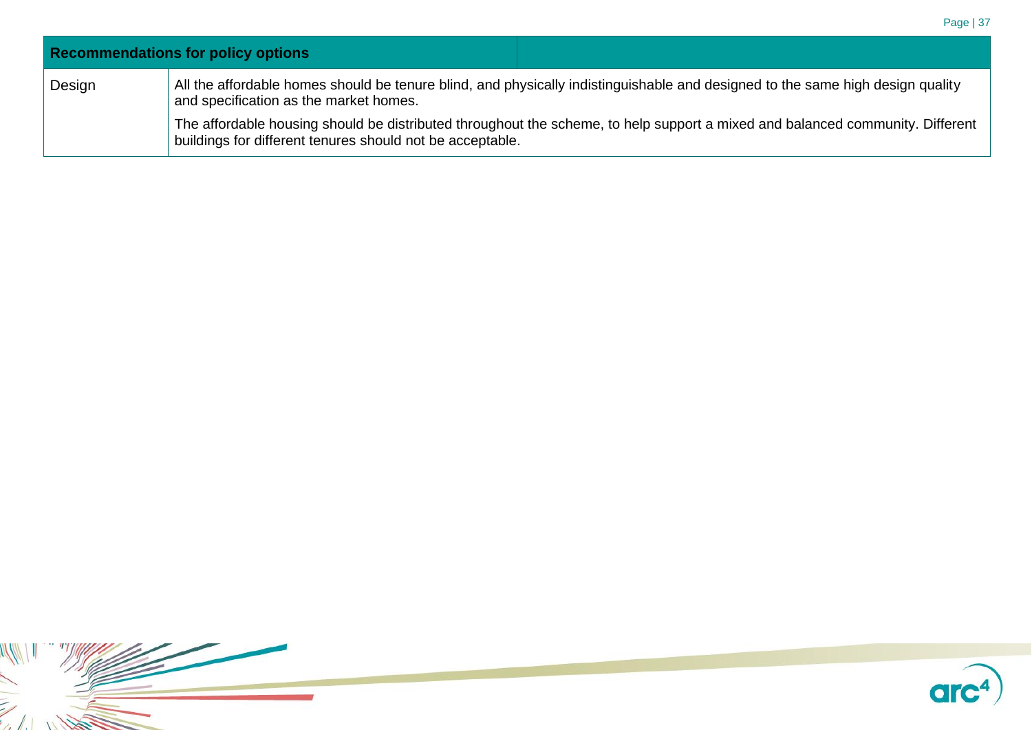| Recommendations for policy options | |
|---|---|
| Design | All the affordable homes should be tenure blind, and physically indistinguishable and designed to the same high design quality and specification as the market homes.<br><br>The affordable housing should be distributed throughout the scheme, to help support a mixed and balanced community. Different buildings for different tenures should not be acceptable. |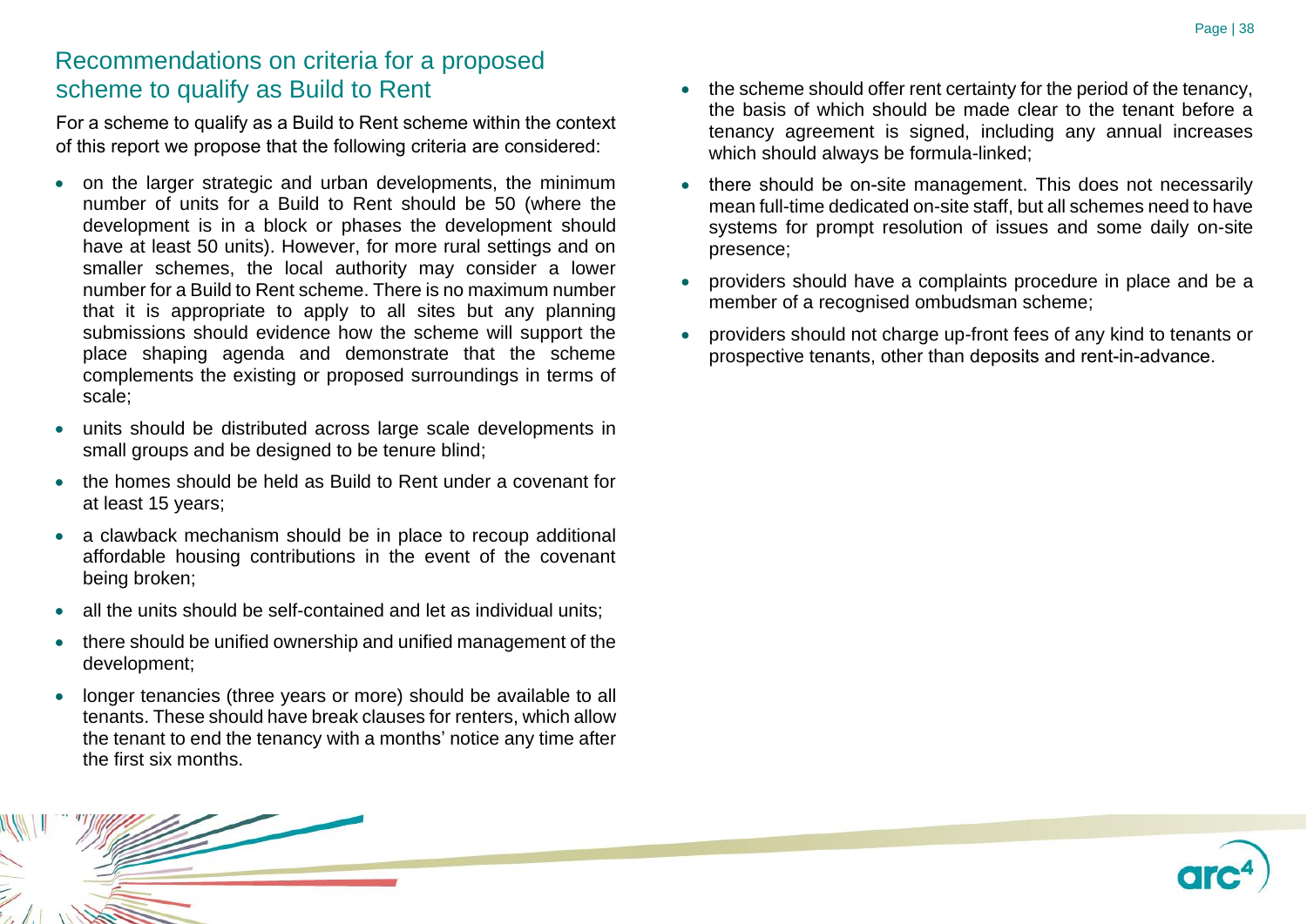## Recommendations on criteria for a proposed scheme to qualify as Build to Rent

For a scheme to qualify as a Build to Rent scheme within the context of this report we propose that the following criteria are considered:

- on the larger strategic and urban developments, the minimum number of units for a Build to Rent should be 50 (where the development is in a block or phases the development should have at least 50 units). However, for more rural settings and on smaller schemes, the local authority may consider a lower number for a Build to Rent scheme. There is no maximum number that it is appropriate to apply to all sites but any planning submissions should evidence how the scheme will support the place shaping agenda and demonstrate that the scheme complements the existing or proposed surroundings in terms of scale;
- units should be distributed across large scale developments in small groups and be designed to be tenure blind;
- the homes should be held as Build to Rent under a covenant for at least 15 years;
- a clawback mechanism should be in place to recoup additional affordable housing contributions in the event of the covenant being broken;
- all the units should be self-contained and let as individual units;
- there should be unified ownership and unified management of the development;
- longer tenancies (three years or more) should be available to all tenants. These should have break clauses for renters, which allow the tenant to end the tenancy with a months' notice any time after the first six months.
- the scheme should offer rent certainty for the period of the tenancy, the basis of which should be made clear to the tenant before a tenancy agreement is signed, including any annual increases which should always be formula-linked;
- there should be on-site management. This does not necessarily mean full-time dedicated on-site staff, but all schemes need to have systems for prompt resolution of issues and some daily on-site presence;
- providers should have a complaints procedure in place and be a member of a recognised ombudsman scheme;
- providers should not charge up-front fees of any kind to tenants or prospective tenants, other than deposits and rent-in-advance.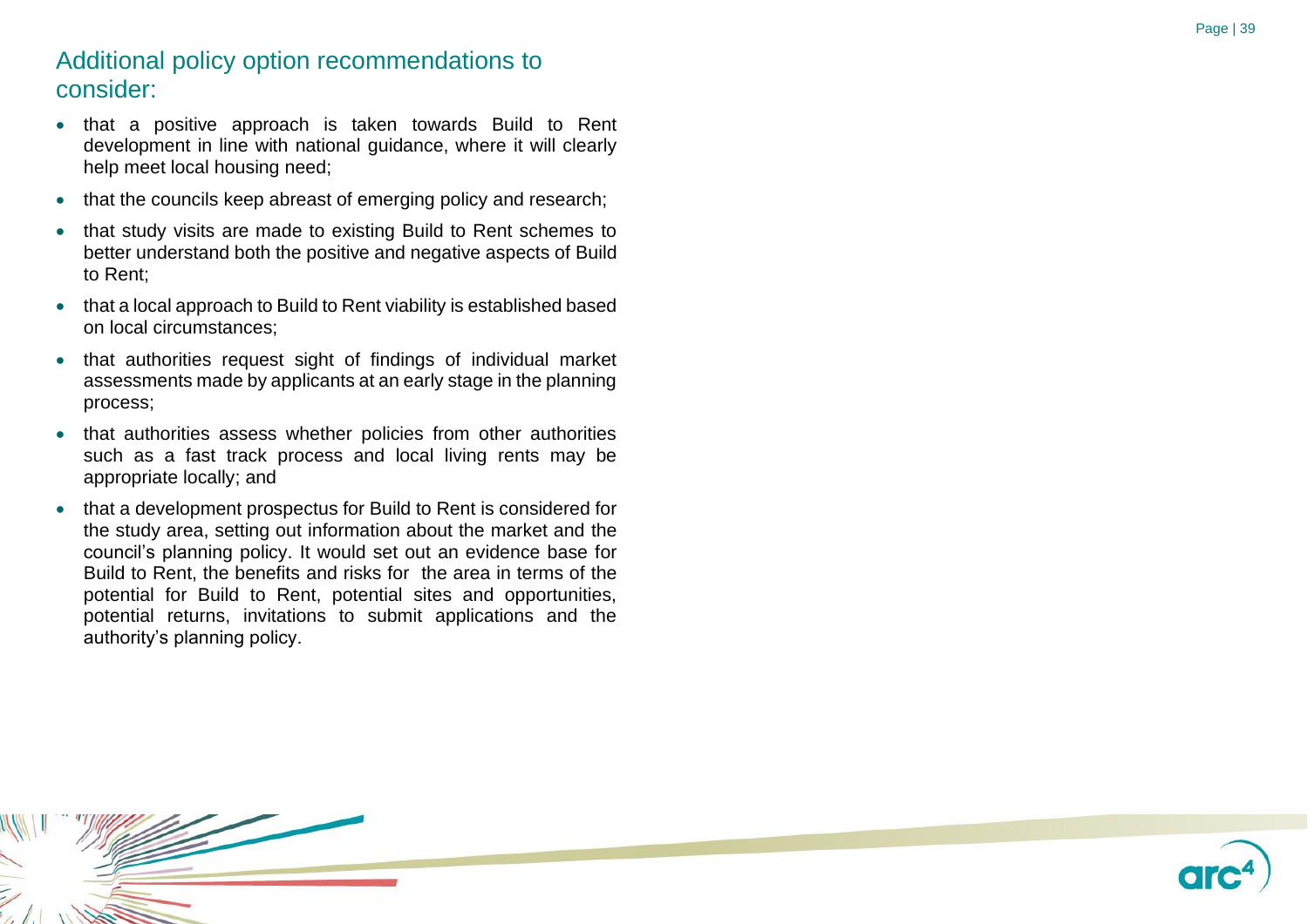## Additional policy option recommendations to consider:

- that a positive approach is taken towards Build to Rent development in line with national guidance, where it will clearly help meet local housing need;
- that the councils keep abreast of emerging policy and research;
- that study visits are made to existing Build to Rent schemes to better understand both the positive and negative aspects of Build to Rent;
- that a local approach to Build to Rent viability is established based on local circumstances;
- that authorities request sight of findings of individual market assessments made by applicants at an early stage in the planning process;
- that authorities assess whether policies from other authorities such as a fast track process and local living rents may be appropriate locally; and
- that a development prospectus for Build to Rent is considered for the study area, setting out information about the market and the council's planning policy. It would set out an evidence base for Build to Rent, the benefits and risks for the area in terms of the potential for Build to Rent, potential sites and opportunities, potential returns, invitations to submit applications and the authority's planning policy.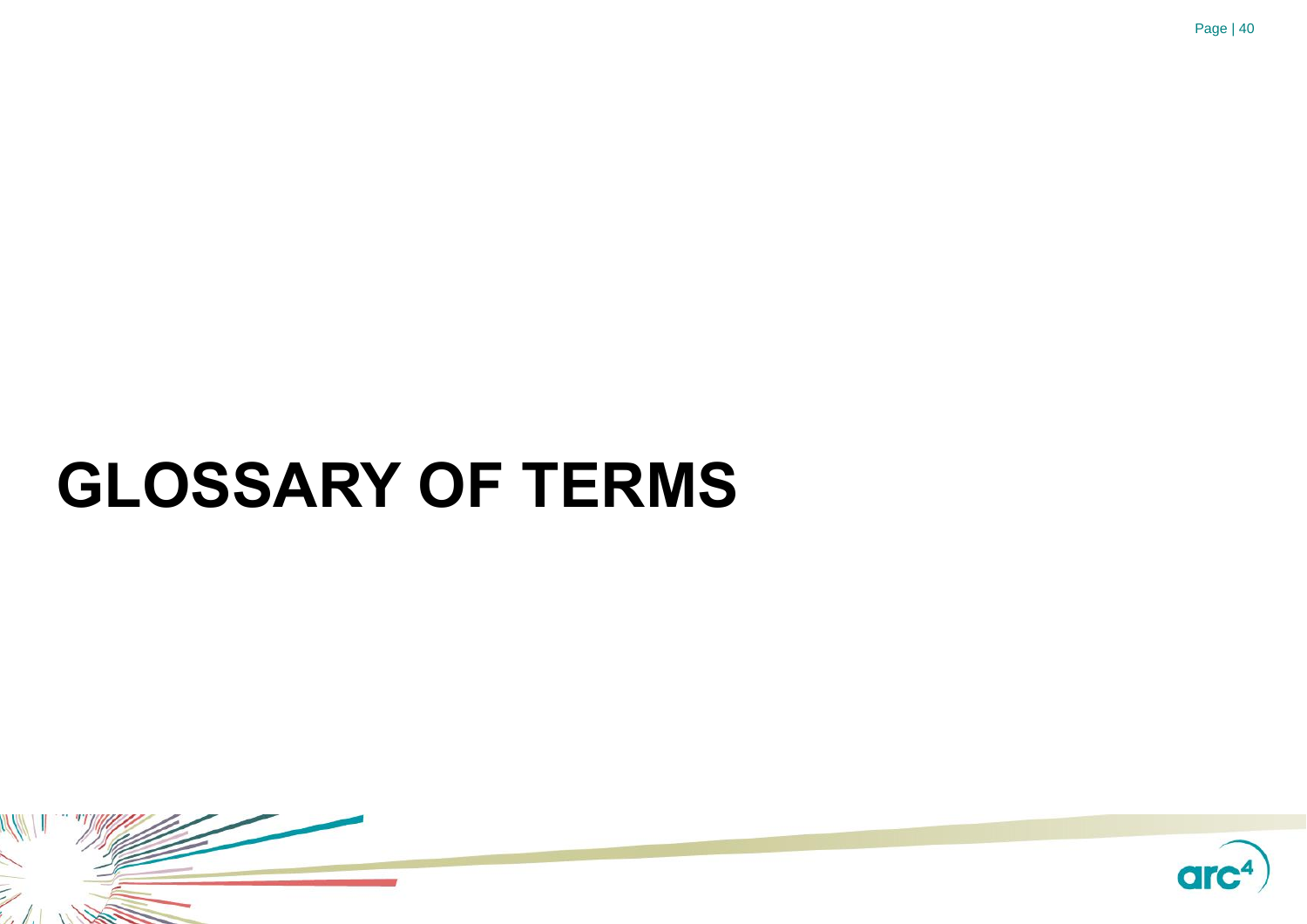# GLOSSARY OF TERMS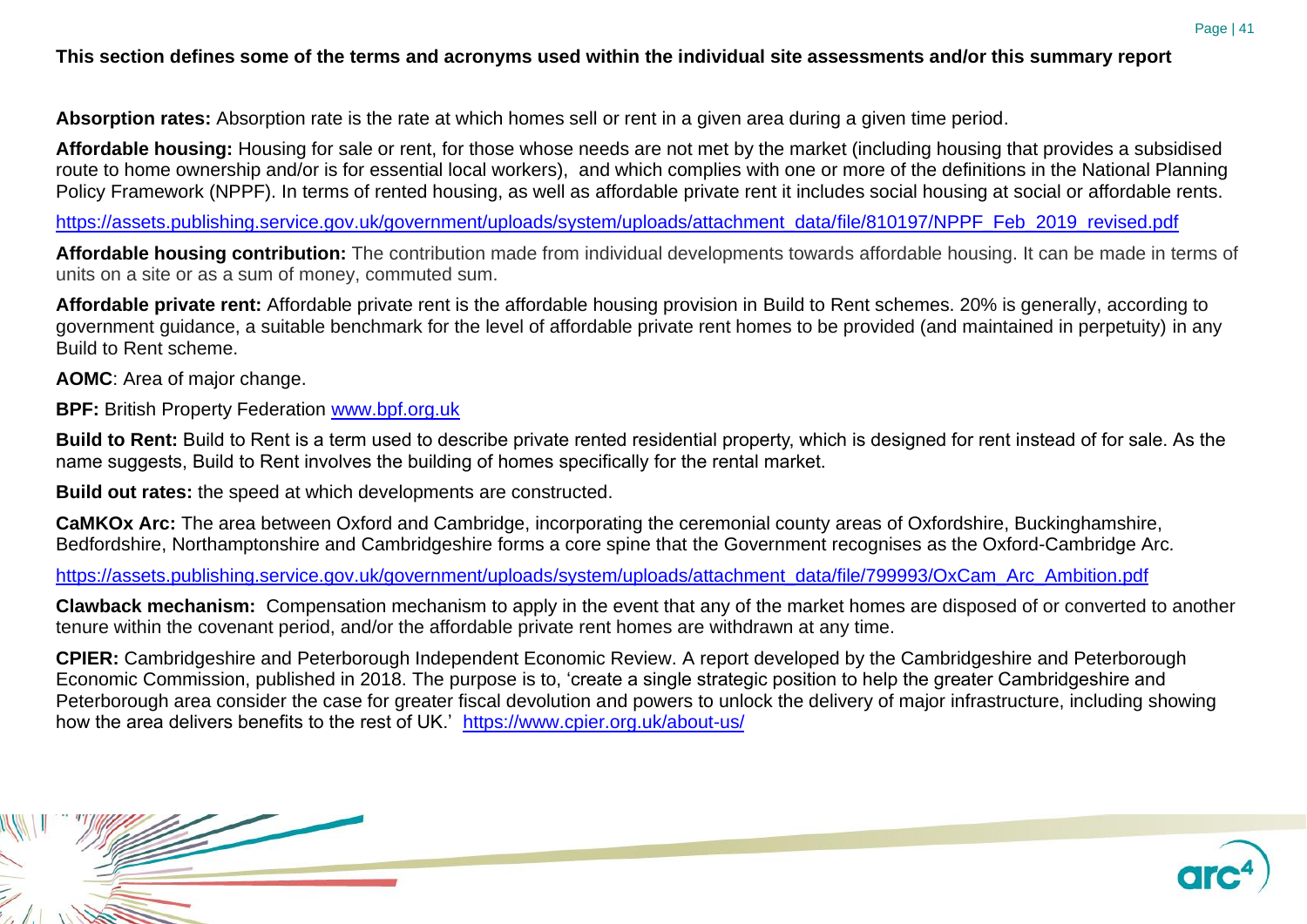**This section defines some of the terms and acronyms used within the individual site assessments and/or this summary report**

**Absorption rates:** Absorption rate is the rate at which homes sell or rent in a given area during a given time period.

**Affordable housing:** Housing for sale or rent, for those whose needs are not met by the market (including housing that provides a subsidised route to home ownership and/or is for essential local workers), and which complies with one or more of the definitions in the National Planning Policy Framework (NPPF). In terms of rented housing, as well as affordable private rent it includes social housing at social or affordable rents.

https://assets.publishing.service.gov.uk/government/uploads/system/uploads/attachment_data/file/810197/NPPF_Feb_2019_revised.pdf

**Affordable housing contribution:** The contribution made from individual developments towards affordable housing. It can be made in terms of units on a site or as a sum of money, commuted sum.

**Affordable private rent:** Affordable private rent is the affordable housing provision in Build to Rent schemes. 20% is generally, according to government guidance, a suitable benchmark for the level of affordable private rent homes to be provided (and maintained in perpetuity) in any Build to Rent scheme.

**AOMC**: Area of major change.

**BPF:** British Property Federation www.bpf.org.uk

**Build to Rent:** Build to Rent is a term used to describe private rented residential property, which is designed for rent instead of for sale. As the name suggests, Build to Rent involves the building of homes specifically for the rental market.

**Build out rates:** the speed at which developments are constructed.

**CaMKOx Arc:** The area between Oxford and Cambridge, incorporating the ceremonial county areas of Oxfordshire, Buckinghamshire, Bedfordshire, Northamptonshire and Cambridgeshire forms a core spine that the Government recognises as the Oxford-Cambridge Arc.

https://assets.publishing.service.gov.uk/government/uploads/system/uploads/attachment_data/file/799993/OxCam_Arc_Ambition.pdf

**Clawback mechanism:** Compensation mechanism to apply in the event that any of the market homes are disposed of or converted to another tenure within the covenant period, and/or the affordable private rent homes are withdrawn at any time.

**CPIER:** Cambridgeshire and Peterborough Independent Economic Review. A report developed by the Cambridgeshire and Peterborough Economic Commission, published in 2018. The purpose is to, 'create a single strategic position to help the greater Cambridgeshire and Peterborough area consider the case for greater fiscal devolution and powers to unlock the delivery of major infrastructure, including showing how the area delivers benefits to the rest of UK.' https://www.cpier.org.uk/about-us/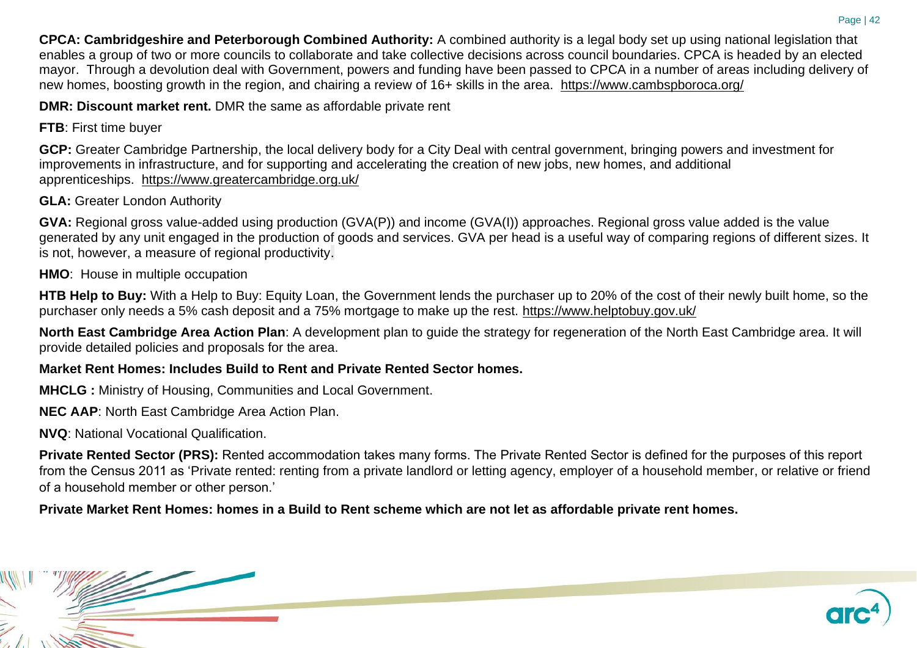**CPCA: Cambridgeshire and Peterborough Combined Authority:** A combined authority is a legal body set up using national legislation that enables a group of two or more councils to collaborate and take collective decisions across council boundaries. CPCA is headed by an elected mayor. Through a devolution deal with Government, powers and funding have been passed to CPCA in a number of areas including delivery of new homes, boosting growth in the region, and chairing a review of 16+ skills in the area. https://www.cambspboroca.org/

**DMR: Discount market rent.** DMR the same as affordable private rent

**FTB**: First time buyer

**GCP:** Greater Cambridge Partnership, the local delivery body for a City Deal with central government, bringing powers and investment for improvements in infrastructure, and for supporting and accelerating the creation of new jobs, new homes, and additional apprenticeships. https://www.greatercambridge.org.uk/

**GLA:** Greater London Authority

**GVA:** Regional gross value-added using production (GVA(P)) and income (GVA(I)) approaches. Regional gross value added is the value generated by any unit engaged in the production of goods and services. GVA per head is a useful way of comparing regions of different sizes. It is not, however, a measure of regional productivity.

**HMO**: House in multiple occupation

**HTB Help to Buy:** With a Help to Buy: Equity Loan, the Government lends the purchaser up to 20% of the cost of their newly built home, so the purchaser only needs a 5% cash deposit and a 75% mortgage to make up the rest. https://www.helptobuy.gov.uk/

**North East Cambridge Area Action Plan**: A development plan to guide the strategy for regeneration of the North East Cambridge area. It will provide detailed policies and proposals for the area.

**Market Rent Homes: Includes Build to Rent and Private Rented Sector homes.**

**MHCLG :** Ministry of Housing, Communities and Local Government.

**NEC AAP**: North East Cambridge Area Action Plan.

**NVQ**: National Vocational Qualification.

**Private Rented Sector (PRS):** Rented accommodation takes many forms. The Private Rented Sector is defined for the purposes of this report from the Census 2011 as 'Private rented: renting from a private landlord or letting agency, employer of a household member, or relative or friend of a household member or other person.'

**Private Market Rent Homes: homes in a Build to Rent scheme which are not let as affordable private rent homes.**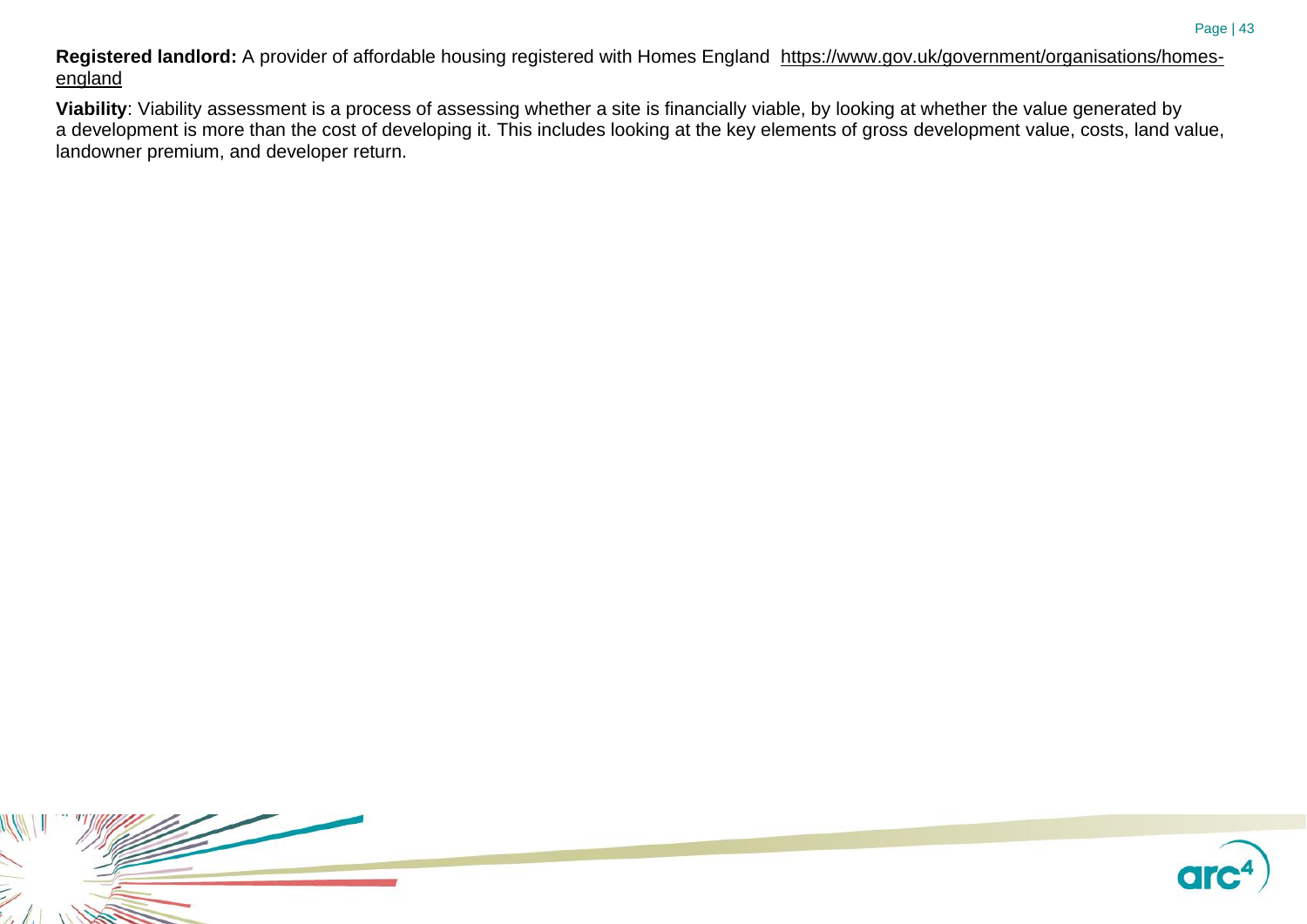**Registered landlord:** A provider of affordable housing registered with Homes England https://www.gov.uk/government/organisations/homes-england

**Viability**: Viability assessment is a process of assessing whether a site is financially viable, by looking at whether the value generated by a development is more than the cost of developing it. This includes looking at the key elements of gross development value, costs, land value, landowner premium, and developer return.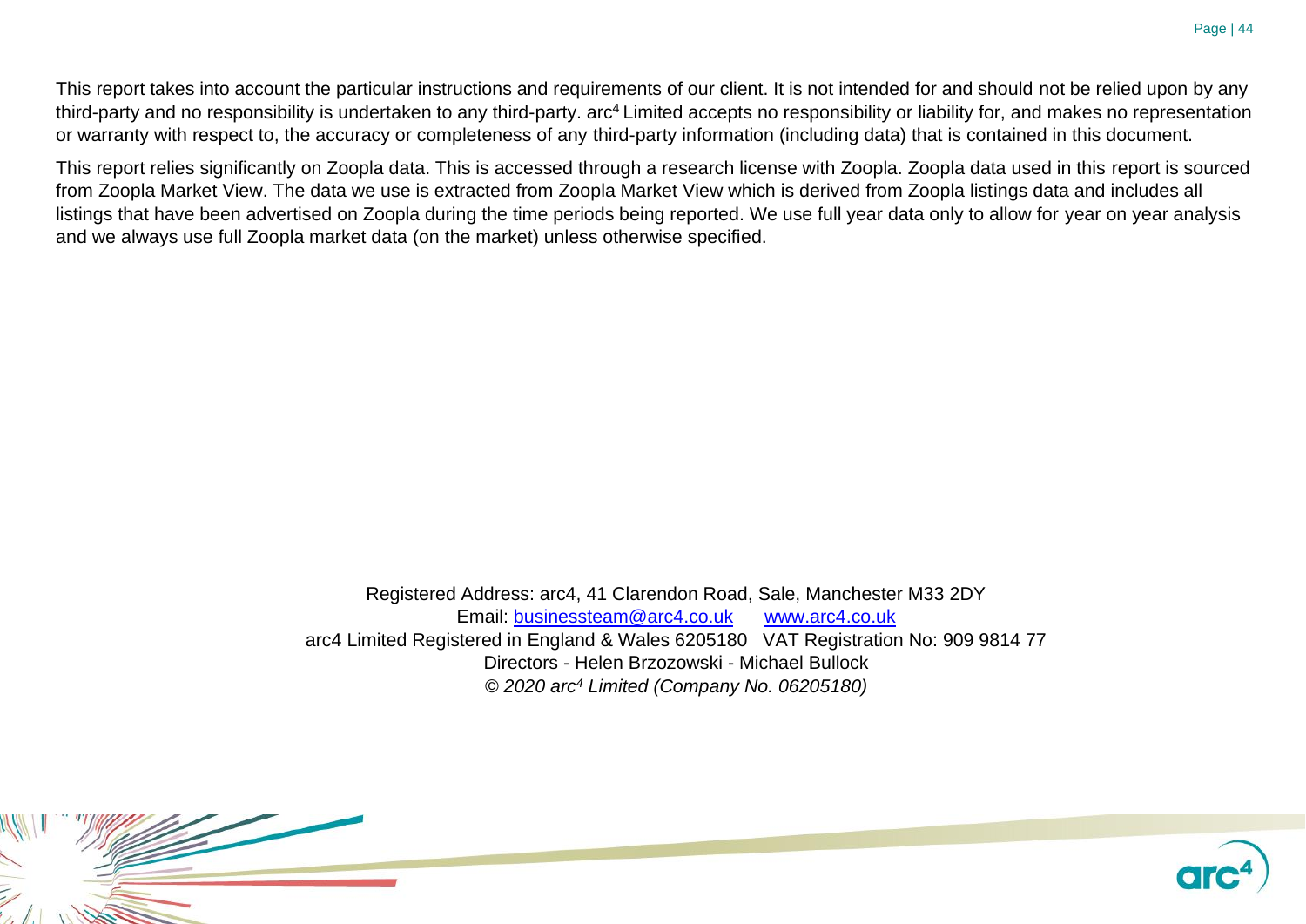This report takes into account the particular instructions and requirements of our client. It is not intended for and should not be relied upon by any third-party and no responsibility is undertaken to any third-party. arc[4] Limited accepts no responsibility or liability for, and makes no representation or warranty with respect to, the accuracy or completeness of any third-party information (including data) that is contained in this document.

This report relies significantly on Zoopla data. This is accessed through a research license with Zoopla. Zoopla data used in this report is sourced from Zoopla Market View. The data we use is extracted from Zoopla Market View which is derived from Zoopla listings data and includes all listings that have been advertised on Zoopla during the time periods being reported. We use full year data only to allow for year on year analysis and we always use full Zoopla market data (on the market) unless otherwise specified.

Registered Address: arc4, 41 Clarendon Road, Sale, Manchester M33 2DY
Email: businessteam@arc4.co.uk www.arc4.co.uk
arc4 Limited Registered in England & Wales 6205180 VAT Registration No: 909 9814 77
Directors - Helen Brzozowski - Michael Bullock
*© 2020 arc[4] Limited (Company No. 06205180)*